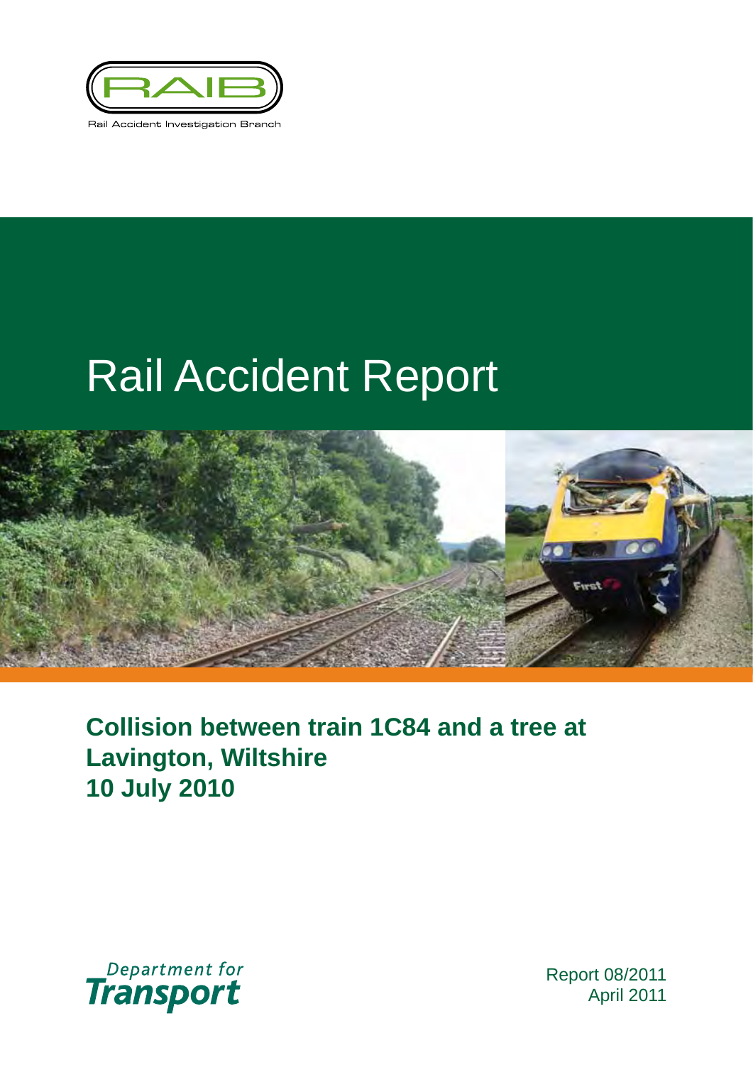RAIB

Rail Accident Investigation Branch

# Rail Accident Report

## Collision between train 1C84 and a tree at Lavington, Wiltshire 10 July 2010

Department for Transport

Report 08/2011
April 2011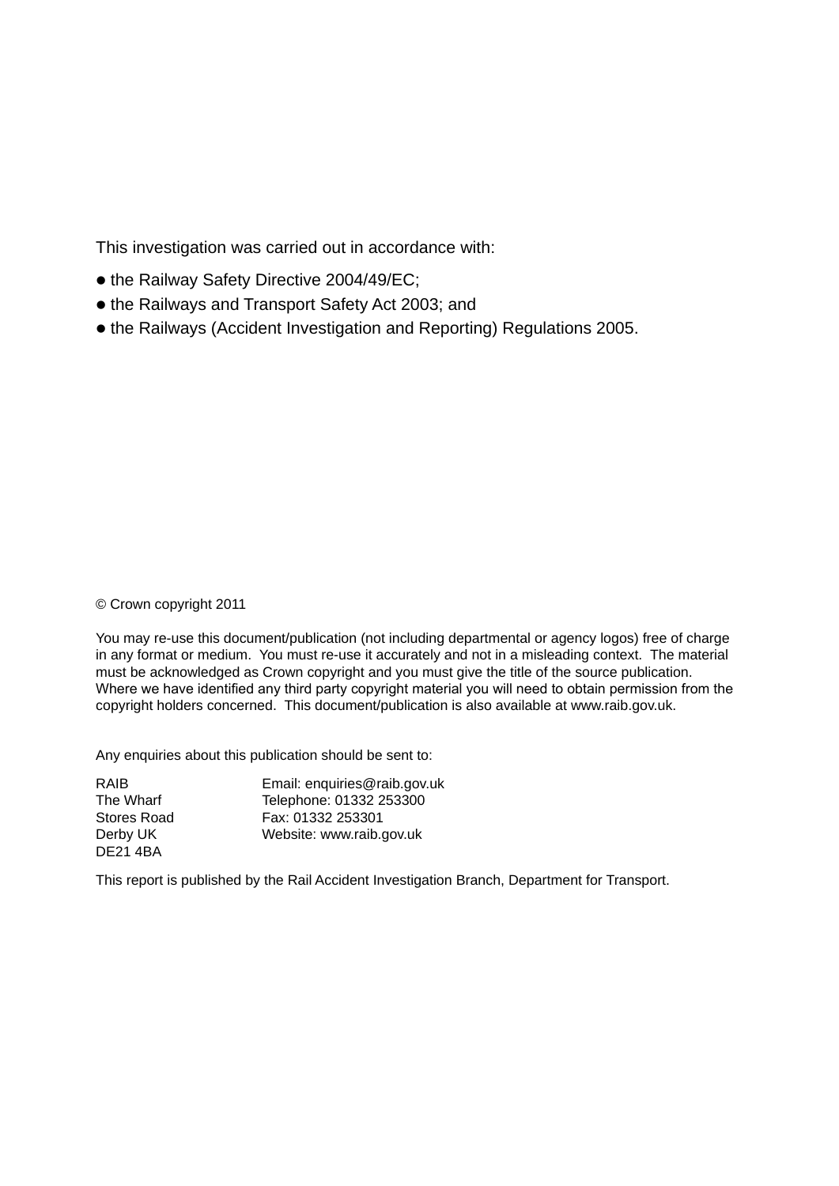This investigation was carried out in accordance with:

- the Railway Safety Directive 2004/49/EC;
- the Railways and Transport Safety Act 2003; and
- the Railways (Accident Investigation and Reporting) Regulations 2005.

© Crown copyright 2011

You may re-use this document/publication (not including departmental or agency logos) free of charge in any format or medium. You must re-use it accurately and not in a misleading context. The material must be acknowledged as Crown copyright and you must give the title of the source publication. Where we have identified any third party copyright material you will need to obtain permission from the copyright holders concerned. This document/publication is also available at www.raib.gov.uk.

Any enquiries about this publication should be sent to:

| | |
|---|---|
| RAIB | Email: enquiries@raib.gov.uk |
| The Wharf | Telephone: 01332 253300 |
| Stores Road | Fax: 01332 253301 |
| Derby UK | Website: www.raib.gov.uk |
| DE21 4BA | |

This report is published by the Rail Accident Investigation Branch, Department for Transport.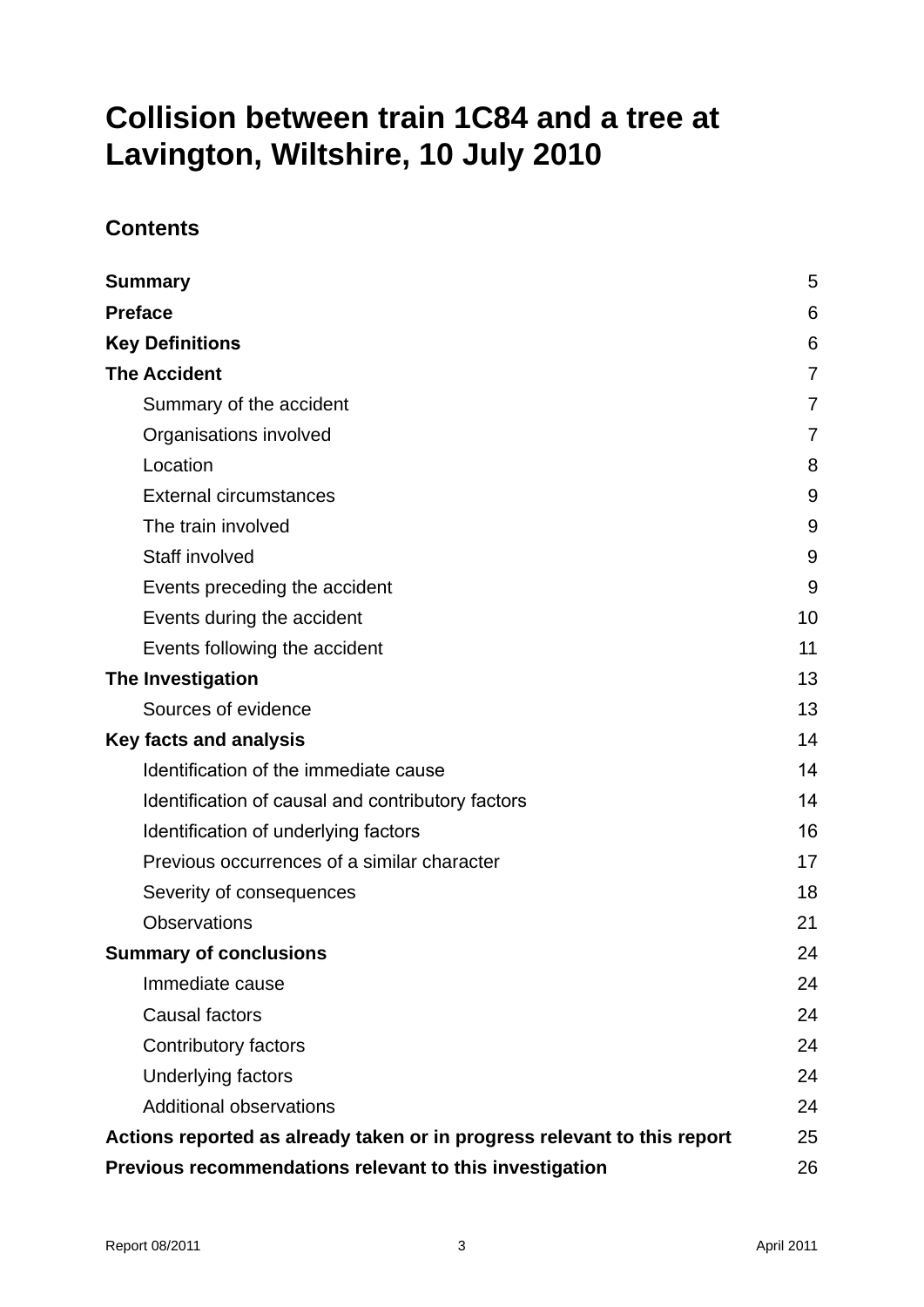# Collision between train 1C84 and a tree at Lavington, Wiltshire, 10 July 2010

## Contents

| | |
|---|---|
| **Summary** | 5 |
| **Preface** | 6 |
| **Key Definitions** | 6 |
| **The Accident** | 7 |
| Summary of the accident | 7 |
| Organisations involved | 7 |
| Location | 8 |
| External circumstances | 9 |
| The train involved | 9 |
| Staff involved | 9 |
| Events preceding the accident | 9 |
| Events during the accident | 10 |
| Events following the accident | 11 |
| **The Investigation** | 13 |
| Sources of evidence | 13 |
| **Key facts and analysis** | 14 |
| Identification of the immediate cause | 14 |
| Identification of causal and contributory factors | 14 |
| Identification of underlying factors | 16 |
| Previous occurrences of a similar character | 17 |
| Severity of consequences | 18 |
| Observations | 21 |
| **Summary of conclusions** | 24 |
| Immediate cause | 24 |
| Causal factors | 24 |
| Contributory factors | 24 |
| Underlying factors | 24 |
| Additional observations | 24 |
| **Actions reported as already taken or in progress relevant to this report** | 25 |
| **Previous recommendations relevant to this investigation** | 26 |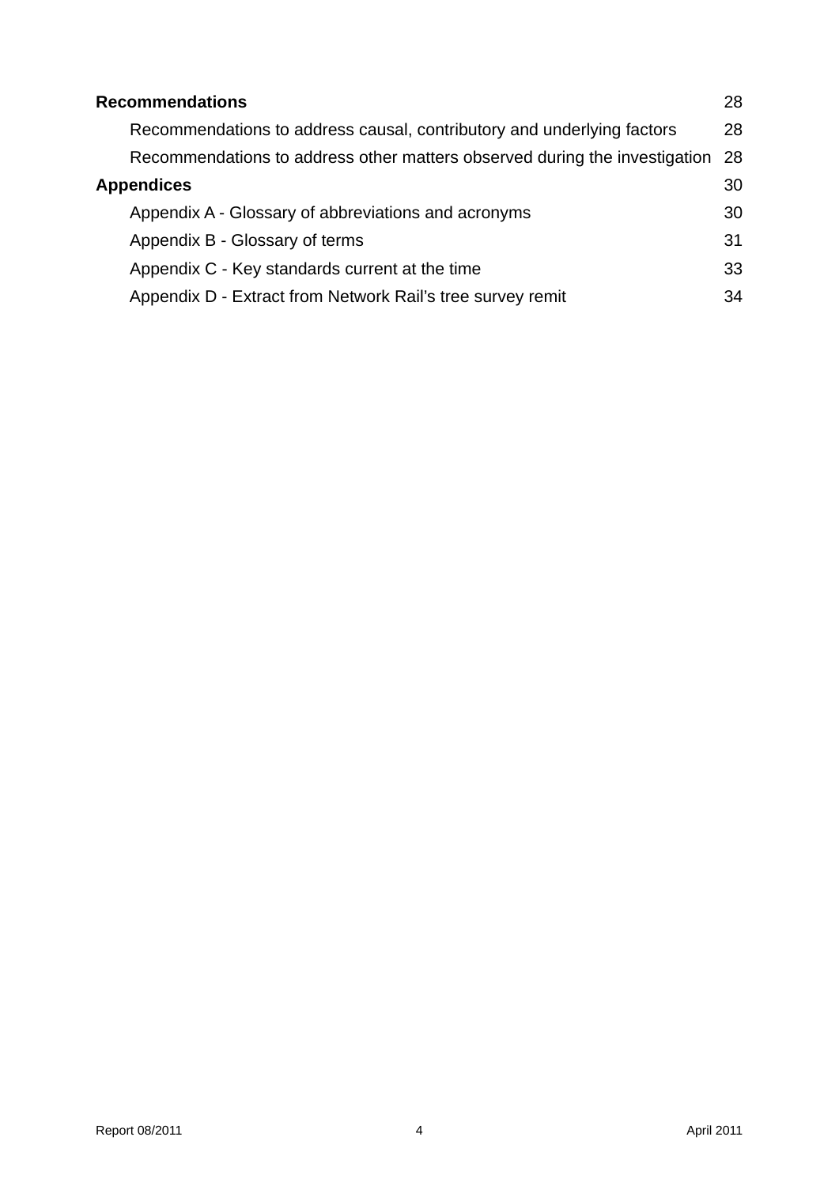**Recommendations** 28

- Recommendations to address causal, contributory and underlying factors 28
- Recommendations to address other matters observed during the investigation 28

**Appendices** 30

- Appendix A - Glossary of abbreviations and acronyms 30
- Appendix B - Glossary of terms 31
- Appendix C - Key standards current at the time 33
- Appendix D - Extract from Network Rail's tree survey remit 34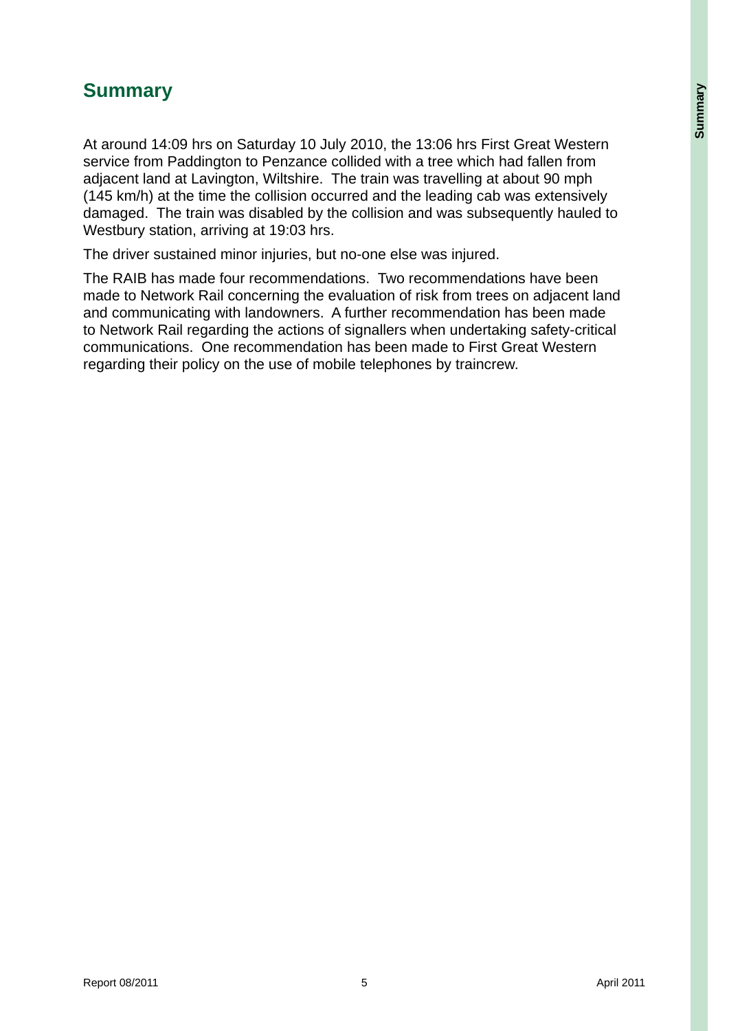## Summary

At around 14:09 hrs on Saturday 10 July 2010, the 13:06 hrs First Great Western service from Paddington to Penzance collided with a tree which had fallen from adjacent land at Lavington, Wiltshire. The train was travelling at about 90 mph (145 km/h) at the time the collision occurred and the leading cab was extensively damaged. The train was disabled by the collision and was subsequently hauled to Westbury station, arriving at 19:03 hrs.

The driver sustained minor injuries, but no-one else was injured.

The RAIB has made four recommendations. Two recommendations have been made to Network Rail concerning the evaluation of risk from trees on adjacent land and communicating with landowners. A further recommendation has been made to Network Rail regarding the actions of signallers when undertaking safety-critical communications. One recommendation has been made to First Great Western regarding their policy on the use of mobile telephones by traincrew.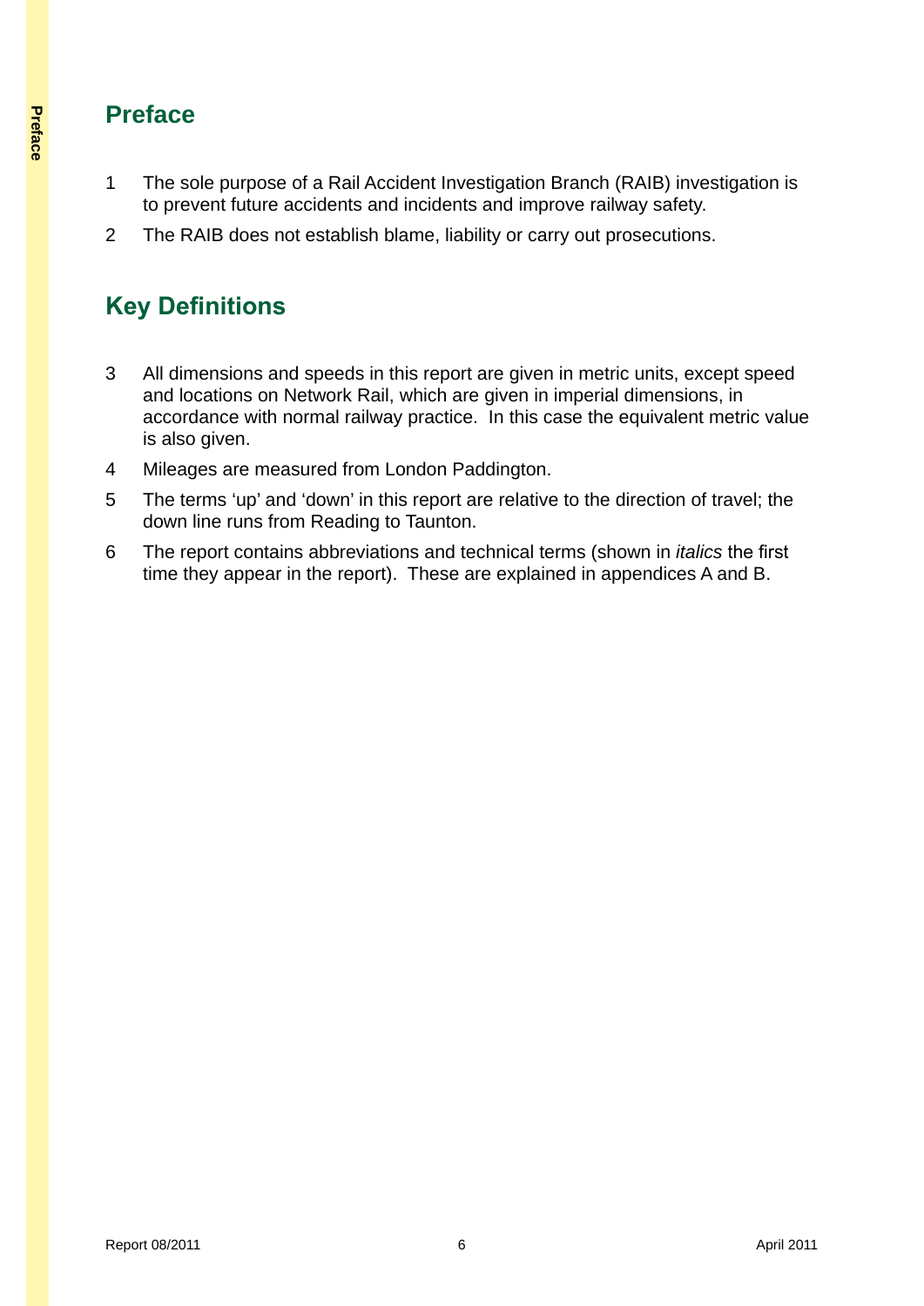## Preface

1 The sole purpose of a Rail Accident Investigation Branch (RAIB) investigation is to prevent future accidents and incidents and improve railway safety.

2 The RAIB does not establish blame, liability or carry out prosecutions.

## Key Definitions

3 All dimensions and speeds in this report are given in metric units, except speed and locations on Network Rail, which are given in imperial dimensions, in accordance with normal railway practice. In this case the equivalent metric value is also given.

4 Mileages are measured from London Paddington.

5 The terms 'up' and 'down' in this report are relative to the direction of travel; the down line runs from Reading to Taunton.

6 The report contains abbreviations and technical terms (shown in *italics* the first time they appear in the report). These are explained in appendices A and B.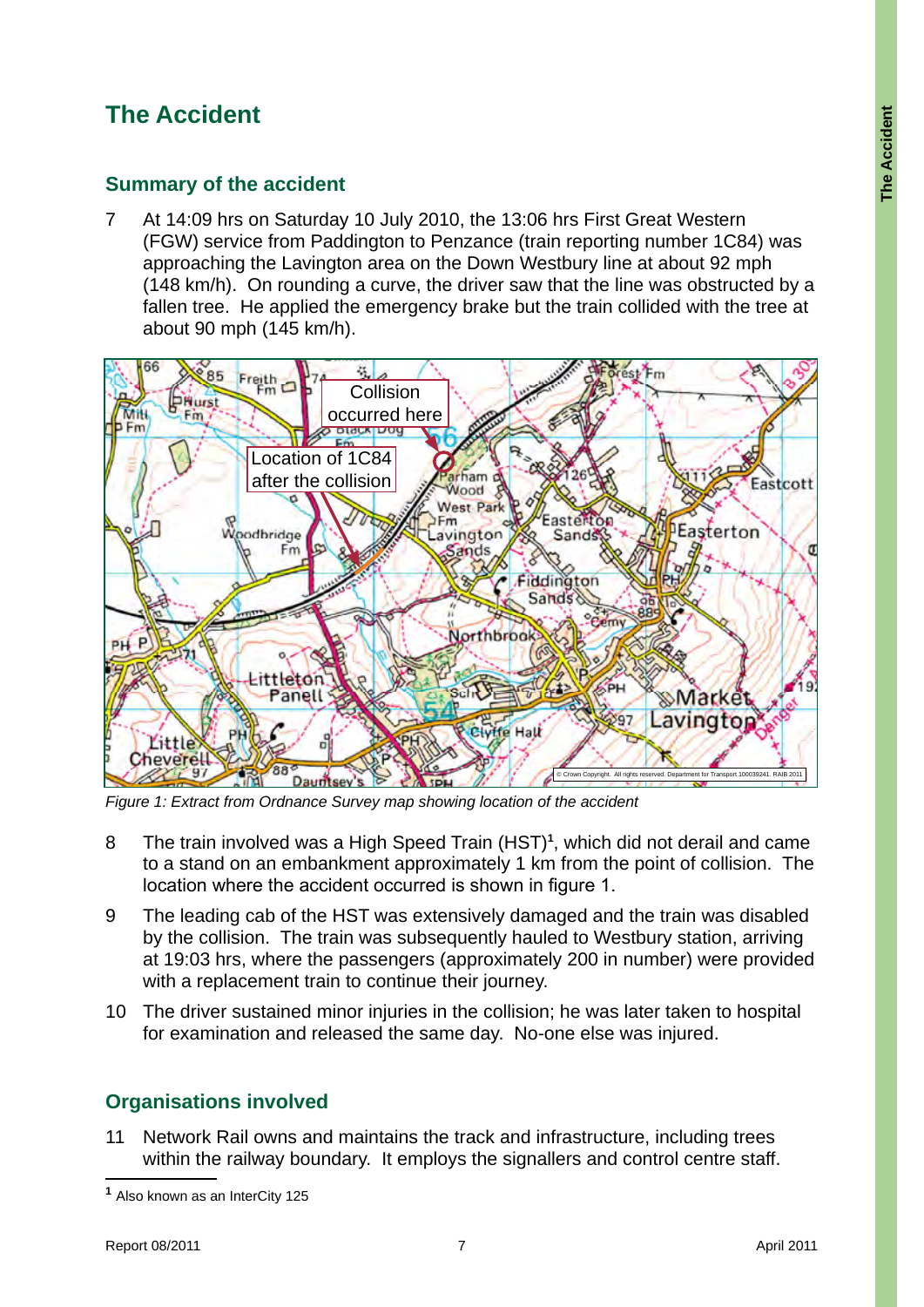# The Accident

## Summary of the accident

7 At 14:09 hrs on Saturday 10 July 2010, the 13:06 hrs First Great Western (FGW) service from Paddington to Penzance (train reporting number 1C84) was approaching the Lavington area on the Down Westbury line at about 92 mph (148 km/h). On rounding a curve, the driver saw that the line was obstructed by a fallen tree. He applied the emergency brake but the train collided with the tree at about 90 mph (145 km/h).

*Figure 1: Extract from Ordnance Survey map showing location of the accident*

8 The train involved was a High Speed Train (HST)[1], which did not derail and came to a stand on an embankment approximately 1 km from the point of collision. The location where the accident occurred is shown in figure 1.

9 The leading cab of the HST was extensively damaged and the train was disabled by the collision. The train was subsequently hauled to Westbury station, arriving at 19:03 hrs, where the passengers (approximately 200 in number) were provided with a replacement train to continue their journey.

10 The driver sustained minor injuries in the collision; he was later taken to hospital for examination and released the same day. No-one else was injured.

## Organisations involved

11 Network Rail owns and maintains the track and infrastructure, including trees within the railway boundary. It employs the signallers and control centre staff.

[1] Also known as an InterCity 125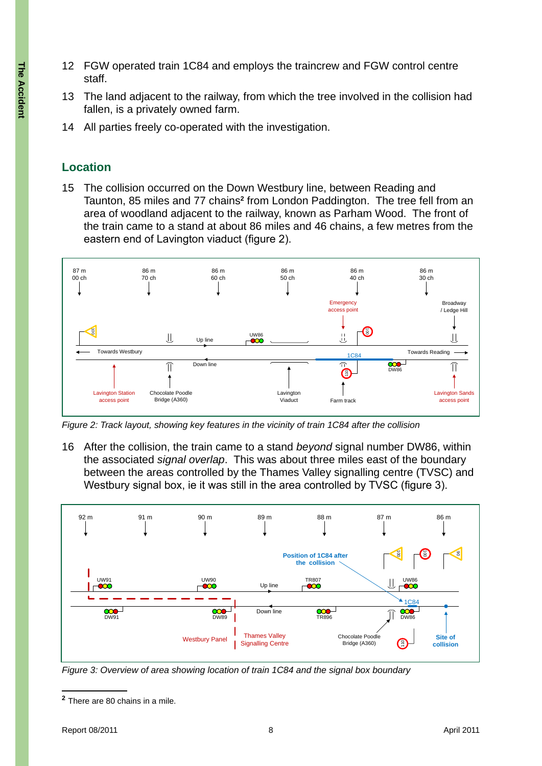12 FGW operated train 1C84 and employs the traincrew and FGW control centre staff.

13 The land adjacent to the railway, from which the tree involved in the collision had fallen, is a privately owned farm.

14 All parties freely co-operated with the investigation.

## Location

15 The collision occurred on the Down Westbury line, between Reading and Taunton, 85 miles and 77 chains[2] from London Paddington. The tree fell from an area of woodland adjacent to the railway, known as Parham Wood. The front of the train came to a stand at about 86 miles and 46 chains, a few metres from the eastern end of Lavington viaduct (figure 2).

*Figure 2: Track layout, showing key features in the vicinity of train 1C84 after the collision*

16 After the collision, the train came to a stand *beyond* signal number DW86, within the associated *signal overlap*. This was about three miles east of the boundary between the areas controlled by the Thames Valley signalling centre (TVSC) and Westbury signal box, ie it was still in the area controlled by TVSC (figure 3).

*Figure 3: Overview of area showing location of train 1C84 and the signal box boundary*

---

[2] There are 80 chains in a mile.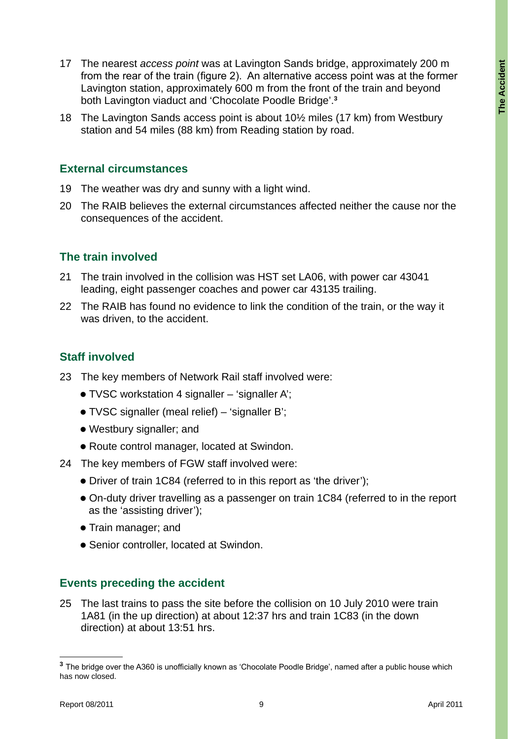17 The nearest *access point* was at Lavington Sands bridge, approximately 200 m from the rear of the train (figure 2). An alternative access point was at the former Lavington station, approximately 600 m from the front of the train and beyond both Lavington viaduct and 'Chocolate Poodle Bridge'.[3]

18 The Lavington Sands access point is about 10½ miles (17 km) from Westbury station and 54 miles (88 km) from Reading station by road.

## External circumstances

19 The weather was dry and sunny with a light wind.

20 The RAIB believes the external circumstances affected neither the cause nor the consequences of the accident.

## The train involved

21 The train involved in the collision was HST set LA06, with power car 43041 leading, eight passenger coaches and power car 43135 trailing.

22 The RAIB has found no evidence to link the condition of the train, or the way it was driven, to the accident.

## Staff involved

23 The key members of Network Rail staff involved were:

- TVSC workstation 4 signaller – 'signaller A';
- TVSC signaller (meal relief) – 'signaller B';
- Westbury signaller; and
- Route control manager, located at Swindon.

24 The key members of FGW staff involved were:

- Driver of train 1C84 (referred to in this report as 'the driver');
- On-duty driver travelling as a passenger on train 1C84 (referred to in the report as the 'assisting driver');
- Train manager; and
- Senior controller, located at Swindon.

## Events preceding the accident

25 The last trains to pass the site before the collision on 10 July 2010 were train 1A81 (in the up direction) at about 12:37 hrs and train 1C83 (in the down direction) at about 13:51 hrs.

---

[3] The bridge over the A360 is unofficially known as 'Chocolate Poodle Bridge', named after a public house which has now closed.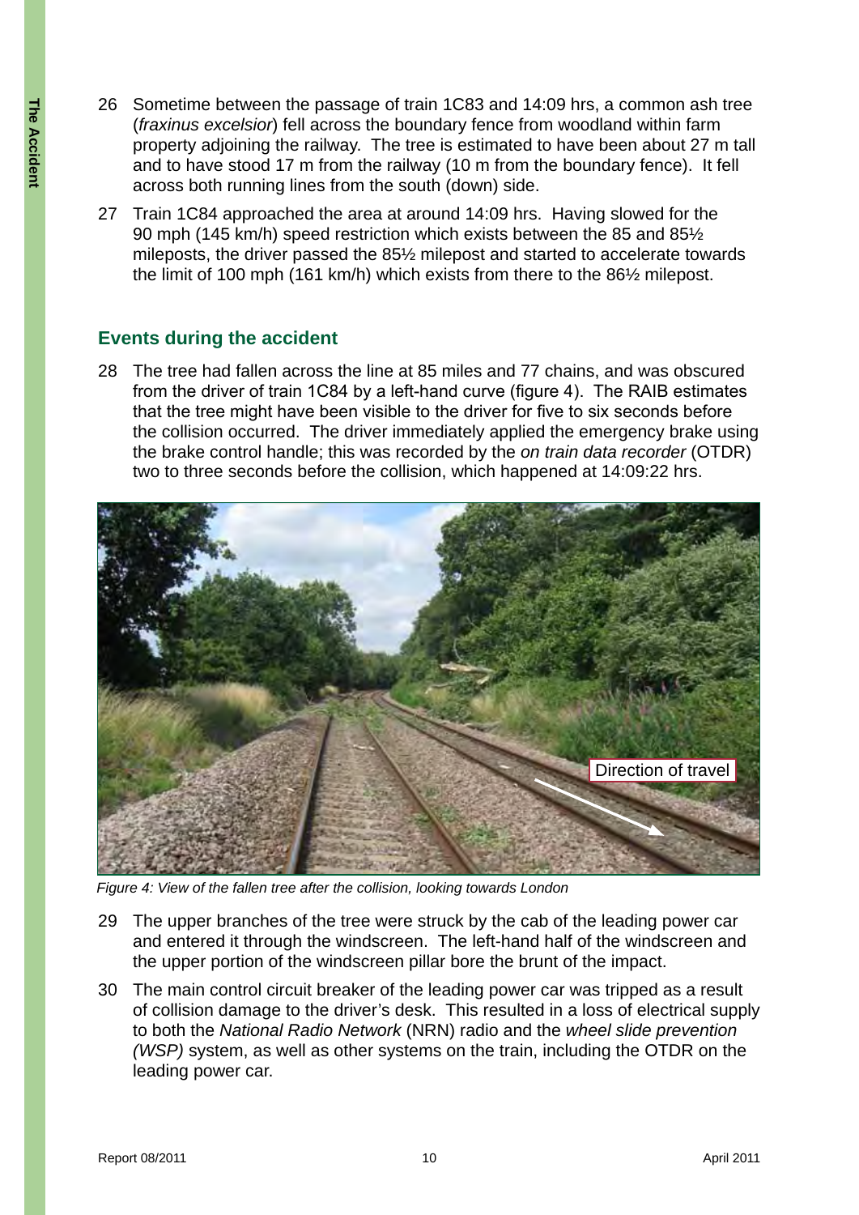26 Sometime between the passage of train 1C83 and 14:09 hrs, a common ash tree (*fraxinus excelsior*) fell across the boundary fence from woodland within farm property adjoining the railway. The tree is estimated to have been about 27 m tall and to have stood 17 m from the railway (10 m from the boundary fence). It fell across both running lines from the south (down) side.

27 Train 1C84 approached the area at around 14:09 hrs. Having slowed for the 90 mph (145 km/h) speed restriction which exists between the 85 and 85½ mileposts, the driver passed the 85½ milepost and started to accelerate towards the limit of 100 mph (161 km/h) which exists from there to the 86½ milepost.

## Events during the accident

28 The tree had fallen across the line at 85 miles and 77 chains, and was obscured from the driver of train 1C84 by a left-hand curve (figure 4). The RAIB estimates that the tree might have been visible to the driver for five to six seconds before the collision occurred. The driver immediately applied the emergency brake using the brake control handle; this was recorded by the *on train data recorder* (OTDR) two to three seconds before the collision, which happened at 14:09:22 hrs.

*Figure 4: View of the fallen tree after the collision, looking towards London*

29 The upper branches of the tree were struck by the cab of the leading power car and entered it through the windscreen. The left-hand half of the windscreen and the upper portion of the windscreen pillar bore the brunt of the impact.

30 The main control circuit breaker of the leading power car was tripped as a result of collision damage to the driver's desk. This resulted in a loss of electrical supply to both the *National Radio Network* (NRN) radio and the *wheel slide prevention (WSP)* system, as well as other systems on the train, including the OTDR on the leading power car.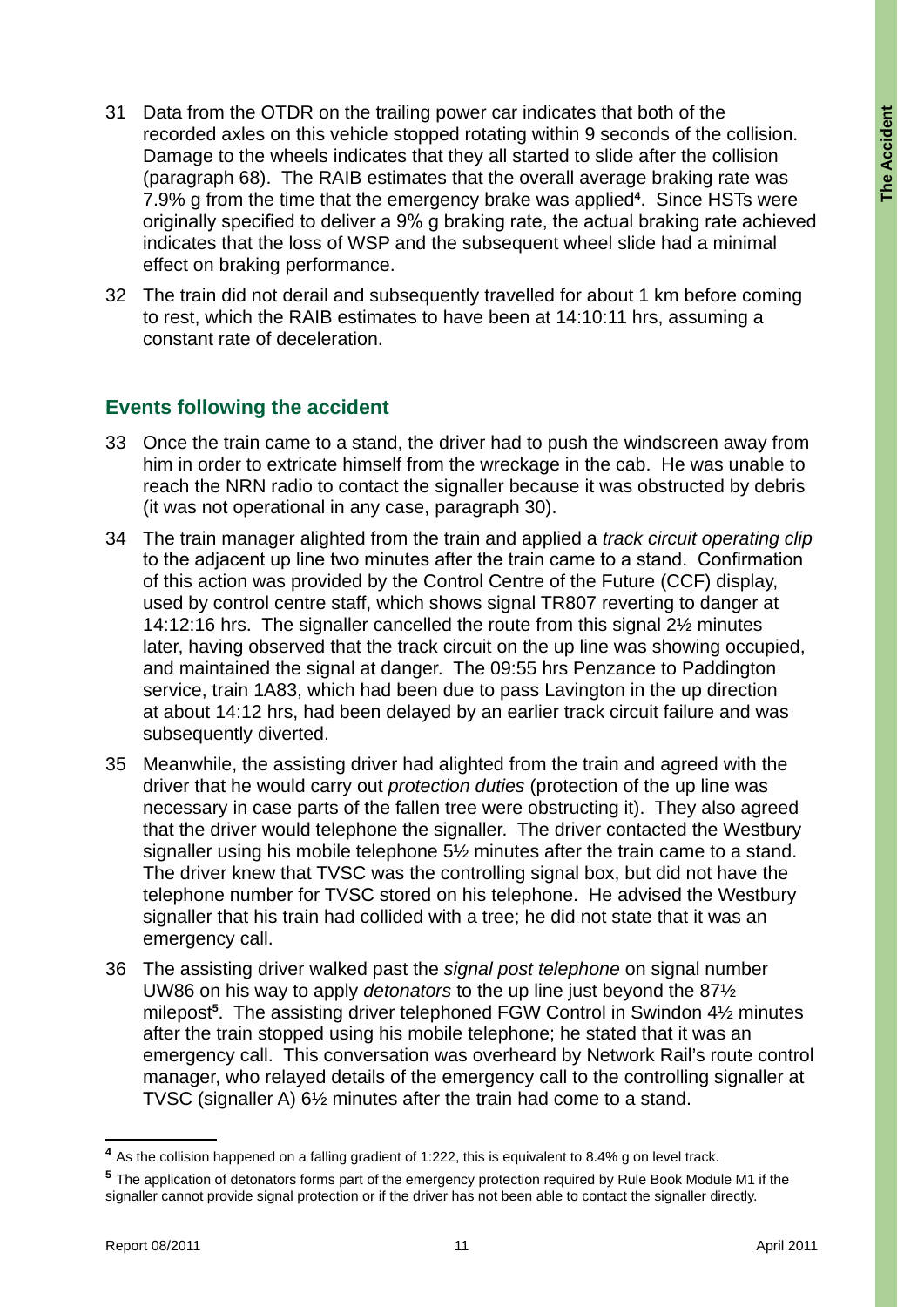31 Data from the OTDR on the trailing power car indicates that both of the recorded axles on this vehicle stopped rotating within 9 seconds of the collision. Damage to the wheels indicates that they all started to slide after the collision (paragraph 68). The RAIB estimates that the overall average braking rate was 7.9% g from the time that the emergency brake was applied[4]. Since HSTs were originally specified to deliver a 9% g braking rate, the actual braking rate achieved indicates that the loss of WSP and the subsequent wheel slide had a minimal effect on braking performance.

32 The train did not derail and subsequently travelled for about 1 km before coming to rest, which the RAIB estimates to have been at 14:10:11 hrs, assuming a constant rate of deceleration.

## Events following the accident

33 Once the train came to a stand, the driver had to push the windscreen away from him in order to extricate himself from the wreckage in the cab. He was unable to reach the NRN radio to contact the signaller because it was obstructed by debris (it was not operational in any case, paragraph 30).

34 The train manager alighted from the train and applied a *track circuit operating clip* to the adjacent up line two minutes after the train came to a stand. Confirmation of this action was provided by the Control Centre of the Future (CCF) display, used by control centre staff, which shows signal TR807 reverting to danger at 14:12:16 hrs. The signaller cancelled the route from this signal 2½ minutes later, having observed that the track circuit on the up line was showing occupied, and maintained the signal at danger. The 09:55 hrs Penzance to Paddington service, train 1A83, which had been due to pass Lavington in the up direction at about 14:12 hrs, had been delayed by an earlier track circuit failure and was subsequently diverted.

35 Meanwhile, the assisting driver had alighted from the train and agreed with the driver that he would carry out *protection duties* (protection of the up line was necessary in case parts of the fallen tree were obstructing it). They also agreed that the driver would telephone the signaller. The driver contacted the Westbury signaller using his mobile telephone 5½ minutes after the train came to a stand. The driver knew that TVSC was the controlling signal box, but did not have the telephone number for TVSC stored on his telephone. He advised the Westbury signaller that his train had collided with a tree; he did not state that it was an emergency call.

36 The assisting driver walked past the *signal post telephone* on signal number UW86 on his way to apply *detonators* to the up line just beyond the 87½ milepost[5]. The assisting driver telephoned FGW Control in Swindon 4½ minutes after the train stopped using his mobile telephone; he stated that it was an emergency call. This conversation was overheard by Network Rail's route control manager, who relayed details of the emergency call to the controlling signaller at TVSC (signaller A) 6½ minutes after the train had come to a stand.

---

[4] As the collision happened on a falling gradient of 1:222, this is equivalent to 8.4% g on level track.

[5] The application of detonators forms part of the emergency protection required by Rule Book Module M1 if the signaller cannot provide signal protection or if the driver has not been able to contact the signaller directly.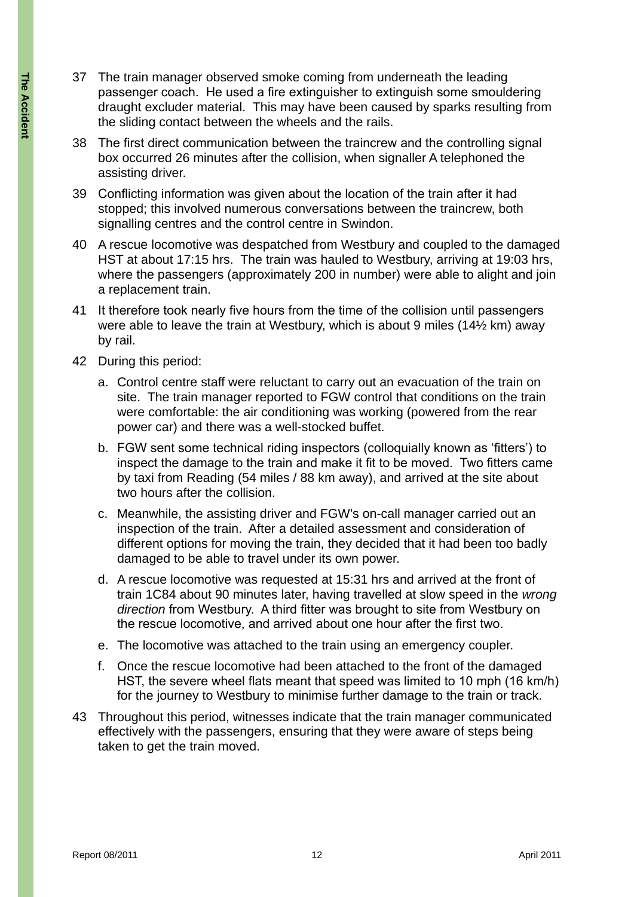37 The train manager observed smoke coming from underneath the leading passenger coach. He used a fire extinguisher to extinguish some smouldering draught excluder material. This may have been caused by sparks resulting from the sliding contact between the wheels and the rails.

38 The first direct communication between the traincrew and the controlling signal box occurred 26 minutes after the collision, when signaller A telephoned the assisting driver.

39 Conflicting information was given about the location of the train after it had stopped; this involved numerous conversations between the traincrew, both signalling centres and the control centre in Swindon.

40 A rescue locomotive was despatched from Westbury and coupled to the damaged HST at about 17:15 hrs. The train was hauled to Westbury, arriving at 19:03 hrs, where the passengers (approximately 200 in number) were able to alight and join a replacement train.

41 It therefore took nearly five hours from the time of the collision until passengers were able to leave the train at Westbury, which is about 9 miles (14½ km) away by rail.

42 During this period:

a. Control centre staff were reluctant to carry out an evacuation of the train on site. The train manager reported to FGW control that conditions on the train were comfortable: the air conditioning was working (powered from the rear power car) and there was a well-stocked buffet.

b. FGW sent some technical riding inspectors (colloquially known as 'fitters') to inspect the damage to the train and make it fit to be moved. Two fitters came by taxi from Reading (54 miles / 88 km away), and arrived at the site about two hours after the collision.

c. Meanwhile, the assisting driver and FGW's on-call manager carried out an inspection of the train. After a detailed assessment and consideration of different options for moving the train, they decided that it had been too badly damaged to be able to travel under its own power.

d. A rescue locomotive was requested at 15:31 hrs and arrived at the front of train 1C84 about 90 minutes later, having travelled at slow speed in the *wrong direction* from Westbury. A third fitter was brought to site from Westbury on the rescue locomotive, and arrived about one hour after the first two.

e. The locomotive was attached to the train using an emergency coupler.

f. Once the rescue locomotive had been attached to the front of the damaged HST, the severe wheel flats meant that speed was limited to 10 mph (16 km/h) for the journey to Westbury to minimise further damage to the train or track.

43 Throughout this period, witnesses indicate that the train manager communicated effectively with the passengers, ensuring that they were aware of steps being taken to get the train moved.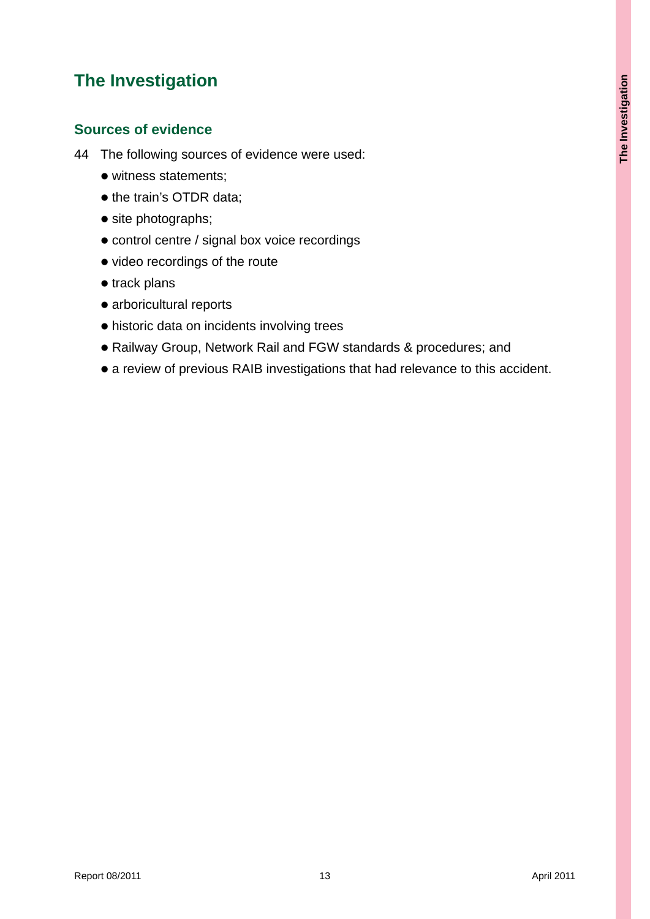# The Investigation

## Sources of evidence

44 The following sources of evidence were used:

- witness statements;
- the train's OTDR data;
- site photographs;
- control centre / signal box voice recordings
- video recordings of the route
- track plans
- arboricultural reports
- historic data on incidents involving trees
- Railway Group, Network Rail and FGW standards & procedures; and
- a review of previous RAIB investigations that had relevance to this accident.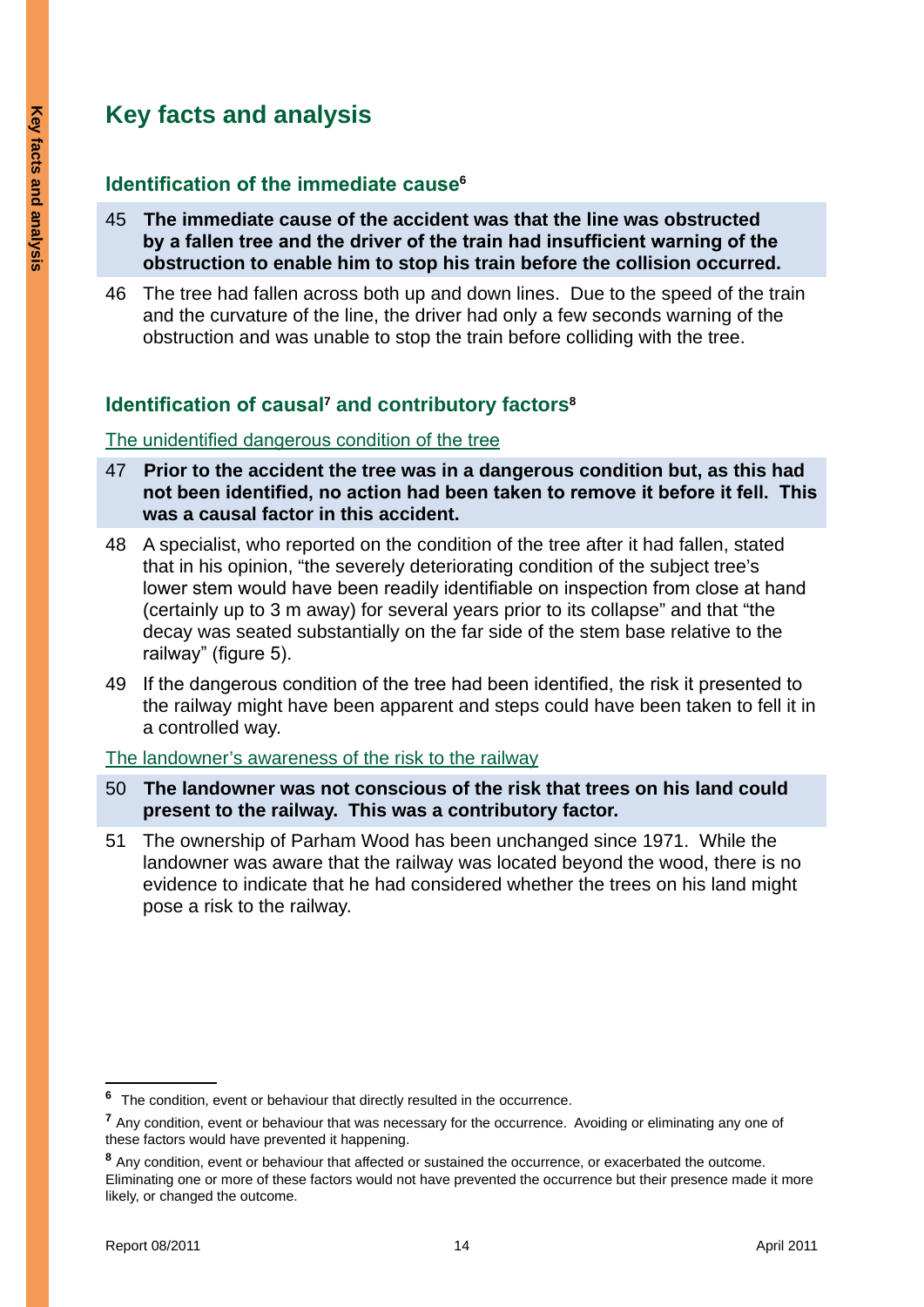# Key facts and analysis

## Identification of the immediate cause[6]

45 **The immediate cause of the accident was that the line was obstructed by a fallen tree and the driver of the train had insufficient warning of the obstruction to enable him to stop his train before the collision occurred.**

46 The tree had fallen across both up and down lines. Due to the speed of the train and the curvature of the line, the driver had only a few seconds warning of the obstruction and was unable to stop the train before colliding with the tree.

## Identification of causal[7] and contributory factors[8]

The unidentified dangerous condition of the tree

47 **Prior to the accident the tree was in a dangerous condition but, as this had not been identified, no action had been taken to remove it before it fell. This was a causal factor in this accident.**

48 A specialist, who reported on the condition of the tree after it had fallen, stated that in his opinion, "the severely deteriorating condition of the subject tree's lower stem would have been readily identifiable on inspection from close at hand (certainly up to 3 m away) for several years prior to its collapse" and that "the decay was seated substantially on the far side of the stem base relative to the railway" (figure 5).

49 If the dangerous condition of the tree had been identified, the risk it presented to the railway might have been apparent and steps could have been taken to fell it in a controlled way.

The landowner's awareness of the risk to the railway

50 **The landowner was not conscious of the risk that trees on his land could present to the railway. This was a contributory factor.**

51 The ownership of Parham Wood has been unchanged since 1971. While the landowner was aware that the railway was located beyond the wood, there is no evidence to indicate that he had considered whether the trees on his land might pose a risk to the railway.

---

[6] The condition, event or behaviour that directly resulted in the occurrence.

[7] Any condition, event or behaviour that was necessary for the occurrence. Avoiding or eliminating any one of these factors would have prevented it happening.

[8] Any condition, event or behaviour that affected or sustained the occurrence, or exacerbated the outcome. Eliminating one or more of these factors would not have prevented the occurrence but their presence made it more likely, or changed the outcome.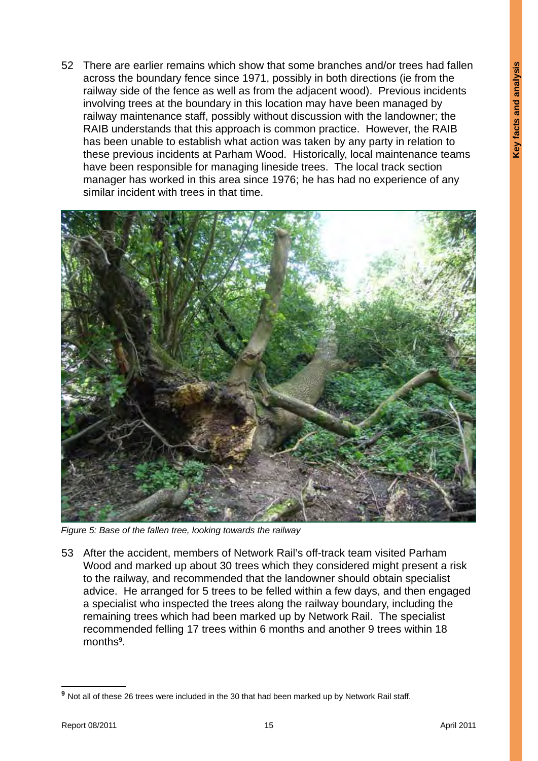52 There are earlier remains which show that some branches and/or trees had fallen across the boundary fence since 1971, possibly in both directions (ie from the railway side of the fence as well as from the adjacent wood). Previous incidents involving trees at the boundary in this location may have been managed by railway maintenance staff, possibly without discussion with the landowner; the RAIB understands that this approach is common practice. However, the RAIB has been unable to establish what action was taken by any party in relation to these previous incidents at Parham Wood. Historically, local maintenance teams have been responsible for managing lineside trees. The local track section manager has worked in this area since 1976; he has had no experience of any similar incident with trees in that time.

*Figure 5: Base of the fallen tree, looking towards the railway*

53 After the accident, members of Network Rail's off-track team visited Parham Wood and marked up about 30 trees which they considered might present a risk to the railway, and recommended that the landowner should obtain specialist advice. He arranged for 5 trees to be felled within a few days, and then engaged a specialist who inspected the trees along the railway boundary, including the remaining trees which had been marked up by Network Rail. The specialist recommended felling 17 trees within 6 months and another 9 trees within 18 months[9].

[9] Not all of these 26 trees were included in the 30 that had been marked up by Network Rail staff.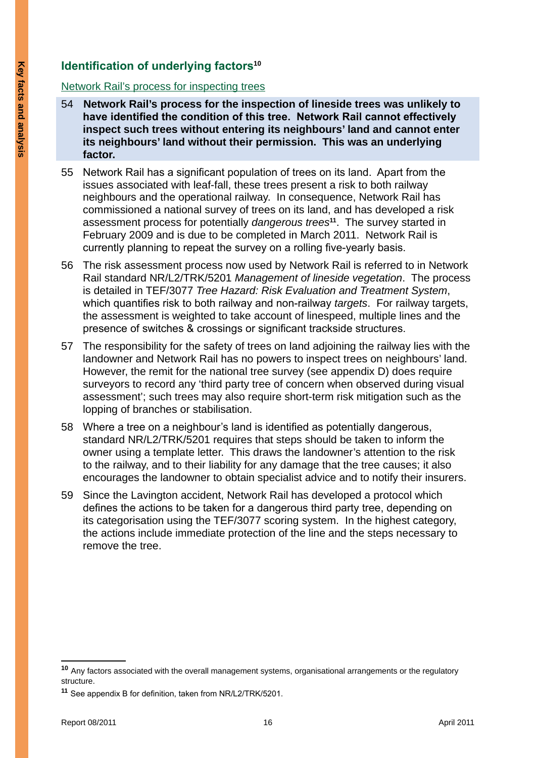## Identification of underlying factors[10]

Network Rail's process for inspecting trees

54 **Network Rail's process for the inspection of lineside trees was unlikely to have identified the condition of this tree. Network Rail cannot effectively inspect such trees without entering its neighbours' land and cannot enter its neighbours' land without their permission. This was an underlying factor.**

55 Network Rail has a significant population of trees on its land. Apart from the issues associated with leaf-fall, these trees present a risk to both railway neighbours and the operational railway. In consequence, Network Rail has commissioned a national survey of trees on its land, and has developed a risk assessment process for potentially *dangerous trees*[11]. The survey started in February 2009 and is due to be completed in March 2011. Network Rail is currently planning to repeat the survey on a rolling five-yearly basis.

56 The risk assessment process now used by Network Rail is referred to in Network Rail standard NR/L2/TRK/5201 *Management of lineside vegetation*. The process is detailed in TEF/3077 *Tree Hazard: Risk Evaluation and Treatment System*, which quantifies risk to both railway and non-railway *targets*. For railway targets, the assessment is weighted to take account of linespeed, multiple lines and the presence of switches & crossings or significant trackside structures.

57 The responsibility for the safety of trees on land adjoining the railway lies with the landowner and Network Rail has no powers to inspect trees on neighbours' land. However, the remit for the national tree survey (see appendix D) does require surveyors to record any 'third party tree of concern when observed during visual assessment'; such trees may also require short-term risk mitigation such as the lopping of branches or stabilisation.

58 Where a tree on a neighbour's land is identified as potentially dangerous, standard NR/L2/TRK/5201 requires that steps should be taken to inform the owner using a template letter. This draws the landowner's attention to the risk to the railway, and to their liability for any damage that the tree causes; it also encourages the landowner to obtain specialist advice and to notify their insurers.

59 Since the Lavington accident, Network Rail has developed a protocol which defines the actions to be taken for a dangerous third party tree, depending on its categorisation using the TEF/3077 scoring system. In the highest category, the actions include immediate protection of the line and the steps necessary to remove the tree.

[10] Any factors associated with the overall management systems, organisational arrangements or the regulatory structure.

[11] See appendix B for definition, taken from NR/L2/TRK/5201.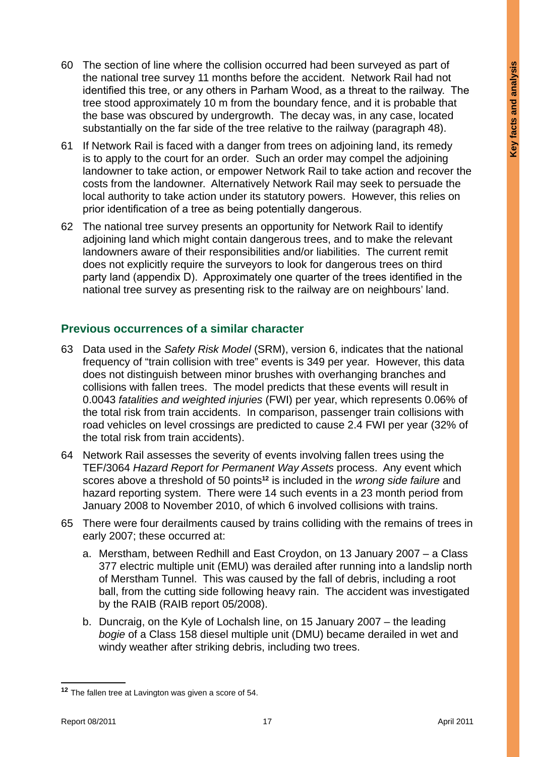60 The section of line where the collision occurred had been surveyed as part of the national tree survey 11 months before the accident. Network Rail had not identified this tree, or any others in Parham Wood, as a threat to the railway. The tree stood approximately 10 m from the boundary fence, and it is probable that the base was obscured by undergrowth. The decay was, in any case, located substantially on the far side of the tree relative to the railway (paragraph 48).

61 If Network Rail is faced with a danger from trees on adjoining land, its remedy is to apply to the court for an order. Such an order may compel the adjoining landowner to take action, or empower Network Rail to take action and recover the costs from the landowner. Alternatively Network Rail may seek to persuade the local authority to take action under its statutory powers. However, this relies on prior identification of a tree as being potentially dangerous.

62 The national tree survey presents an opportunity for Network Rail to identify adjoining land which might contain dangerous trees, and to make the relevant landowners aware of their responsibilities and/or liabilities. The current remit does not explicitly require the surveyors to look for dangerous trees on third party land (appendix D). Approximately one quarter of the trees identified in the national tree survey as presenting risk to the railway are on neighbours' land.

## Previous occurrences of a similar character

63 Data used in the *Safety Risk Model* (SRM), version 6, indicates that the national frequency of "train collision with tree" events is 349 per year. However, this data does not distinguish between minor brushes with overhanging branches and collisions with fallen trees. The model predicts that these events will result in 0.0043 *fatalities and weighted injuries* (FWI) per year, which represents 0.06% of the total risk from train accidents. In comparison, passenger train collisions with road vehicles on level crossings are predicted to cause 2.4 FWI per year (32% of the total risk from train accidents).

64 Network Rail assesses the severity of events involving fallen trees using the TEF/3064 *Hazard Report for Permanent Way Assets* process. Any event which scores above a threshold of 50 points[12] is included in the *wrong side failure* and hazard reporting system. There were 14 such events in a 23 month period from January 2008 to November 2010, of which 6 involved collisions with trains.

65 There were four derailments caused by trains colliding with the remains of trees in early 2007; these occurred at:

a. Merstham, between Redhill and East Croydon, on 13 January 2007 – a Class 377 electric multiple unit (EMU) was derailed after running into a landslip north of Merstham Tunnel. This was caused by the fall of debris, including a root ball, from the cutting side following heavy rain. The accident was investigated by the RAIB (RAIB report 05/2008).

b. Duncraig, on the Kyle of Lochalsh line, on 15 January 2007 – the leading *bogie* of a Class 158 diesel multiple unit (DMU) became derailed in wet and windy weather after striking debris, including two trees.

[12] The fallen tree at Lavington was given a score of 54.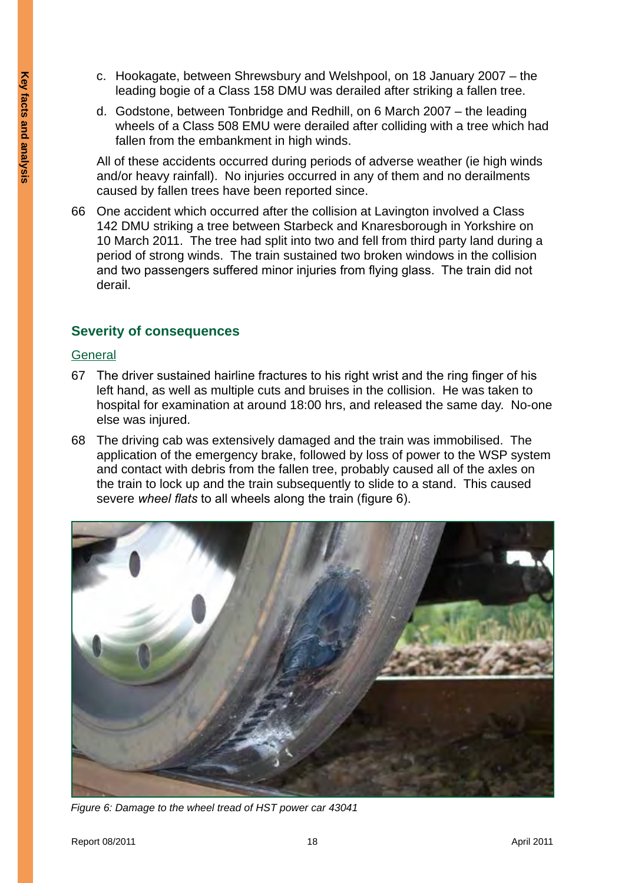c. Hookagate, between Shrewsbury and Welshpool, on 18 January 2007 – the leading bogie of a Class 158 DMU was derailed after striking a fallen tree.

d. Godstone, between Tonbridge and Redhill, on 6 March 2007 – the leading wheels of a Class 508 EMU were derailed after colliding with a tree which had fallen from the embankment in high winds.

All of these accidents occurred during periods of adverse weather (ie high winds and/or heavy rainfall). No injuries occurred in any of them and no derailments caused by fallen trees have been reported since.

66 One accident which occurred after the collision at Lavington involved a Class 142 DMU striking a tree between Starbeck and Knaresborough in Yorkshire on 10 March 2011. The tree had split into two and fell from third party land during a period of strong winds. The train sustained two broken windows in the collision and two passengers suffered minor injuries from flying glass. The train did not derail.

## Severity of consequences

### General

67 The driver sustained hairline fractures to his right wrist and the ring finger of his left hand, as well as multiple cuts and bruises in the collision. He was taken to hospital for examination at around 18:00 hrs, and released the same day. No-one else was injured.

68 The driving cab was extensively damaged and the train was immobilised. The application of the emergency brake, followed by loss of power to the WSP system and contact with debris from the fallen tree, probably caused all of the axles on the train to lock up and the train subsequently to slide to a stand. This caused severe *wheel flats* to all wheels along the train (figure 6).

*Figure 6: Damage to the wheel tread of HST power car 43041*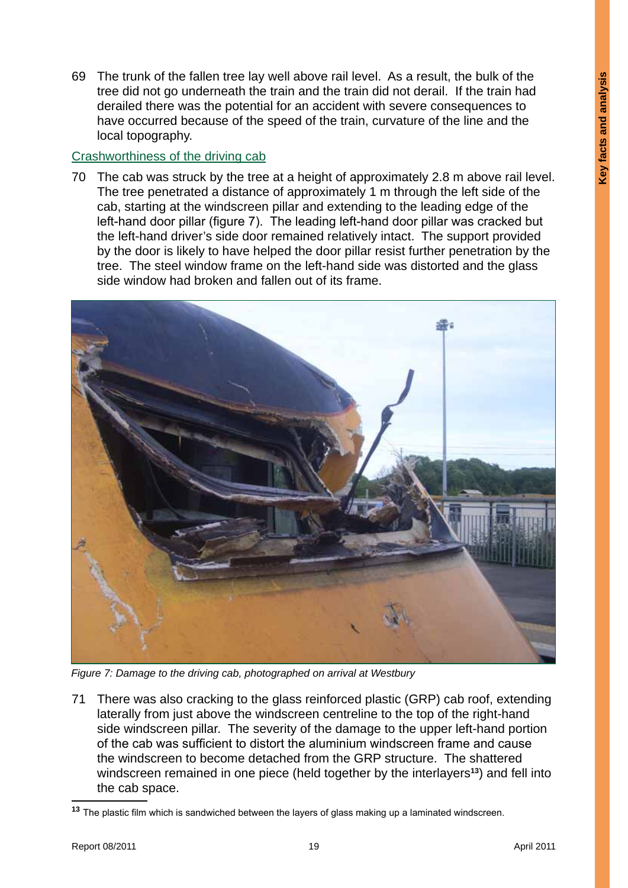69 The trunk of the fallen tree lay well above rail level. As a result, the bulk of the tree did not go underneath the train and the train did not derail. If the train had derailed there was the potential for an accident with severe consequences to have occurred because of the speed of the train, curvature of the line and the local topography.

## Crashworthiness of the driving cab

70 The cab was struck by the tree at a height of approximately 2.8 m above rail level. The tree penetrated a distance of approximately 1 m through the left side of the cab, starting at the windscreen pillar and extending to the leading edge of the left-hand door pillar (figure 7). The leading left-hand door pillar was cracked but the left-hand driver's side door remained relatively intact. The support provided by the door is likely to have helped the door pillar resist further penetration by the tree. The steel window frame on the left-hand side was distorted and the glass side window had broken and fallen out of its frame.

*Figure 7: Damage to the driving cab, photographed on arrival at Westbury*

71 There was also cracking to the glass reinforced plastic (GRP) cab roof, extending laterally from just above the windscreen centreline to the top of the right-hand side windscreen pillar. The severity of the damage to the upper left-hand portion of the cab was sufficient to distort the aluminium windscreen frame and cause the windscreen to become detached from the GRP structure. The shattered windscreen remained in one piece (held together by the interlayers[13]) and fell into the cab space.

[13] The plastic film which is sandwiched between the layers of glass making up a laminated windscreen.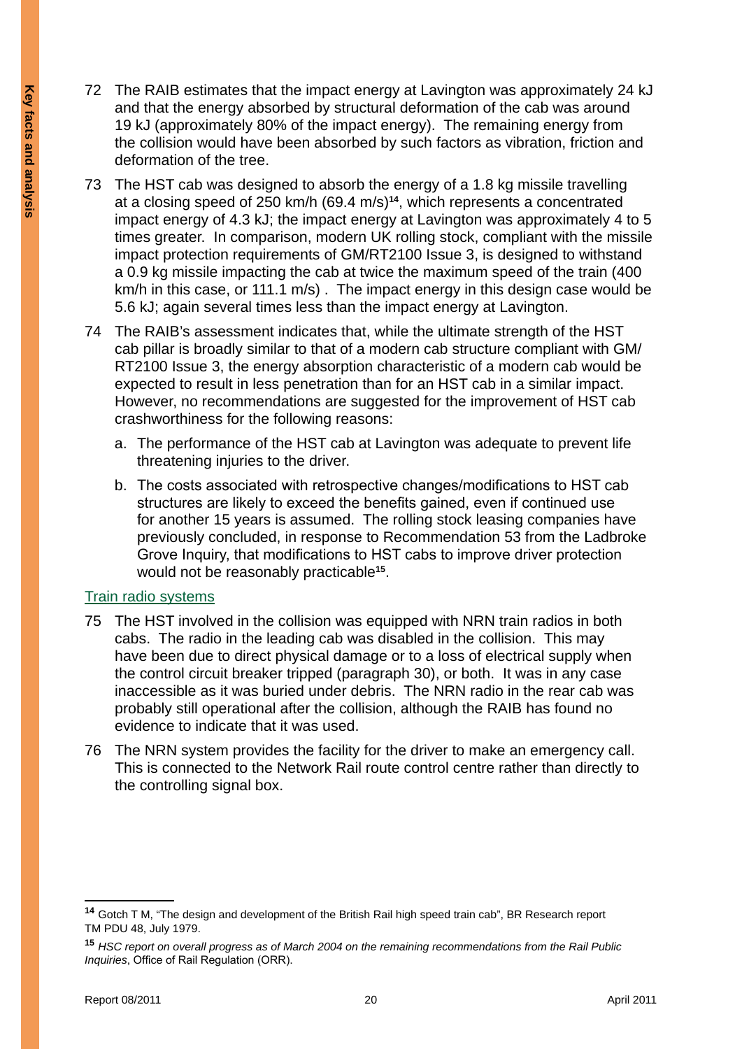72 The RAIB estimates that the impact energy at Lavington was approximately 24 kJ and that the energy absorbed by structural deformation of the cab was around 19 kJ (approximately 80% of the impact energy). The remaining energy from the collision would have been absorbed by such factors as vibration, friction and deformation of the tree.

73 The HST cab was designed to absorb the energy of a 1.8 kg missile travelling at a closing speed of 250 km/h (69.4 m/s)[14], which represents a concentrated impact energy of 4.3 kJ; the impact energy at Lavington was approximately 4 to 5 times greater. In comparison, modern UK rolling stock, compliant with the missile impact protection requirements of GM/RT2100 Issue 3, is designed to withstand a 0.9 kg missile impacting the cab at twice the maximum speed of the train (400 km/h in this case, or 111.1 m/s) . The impact energy in this design case would be 5.6 kJ; again several times less than the impact energy at Lavington.

74 The RAIB's assessment indicates that, while the ultimate strength of the HST cab pillar is broadly similar to that of a modern cab structure compliant with GM/RT2100 Issue 3, the energy absorption characteristic of a modern cab would be expected to result in less penetration than for an HST cab in a similar impact. However, no recommendations are suggested for the improvement of HST cab crashworthiness for the following reasons:

a. The performance of the HST cab at Lavington was adequate to prevent life threatening injuries to the driver.

b. The costs associated with retrospective changes/modifications to HST cab structures are likely to exceed the benefits gained, even if continued use for another 15 years is assumed. The rolling stock leasing companies have previously concluded, in response to Recommendation 53 from the Ladbroke Grove Inquiry, that modifications to HST cabs to improve driver protection would not be reasonably practicable[15].

## Train radio systems

75 The HST involved in the collision was equipped with NRN train radios in both cabs. The radio in the leading cab was disabled in the collision. This may have been due to direct physical damage or to a loss of electrical supply when the control circuit breaker tripped (paragraph 30), or both. It was in any case inaccessible as it was buried under debris. The NRN radio in the rear cab was probably still operational after the collision, although the RAIB has found no evidence to indicate that it was used.

76 The NRN system provides the facility for the driver to make an emergency call. This is connected to the Network Rail route control centre rather than directly to the controlling signal box.

---

[14] Gotch T M, "The design and development of the British Rail high speed train cab", BR Research report TM PDU 48, July 1979.

[15] *HSC report on overall progress as of March 2004 on the remaining recommendations from the Rail Public Inquiries*, Office of Rail Regulation (ORR).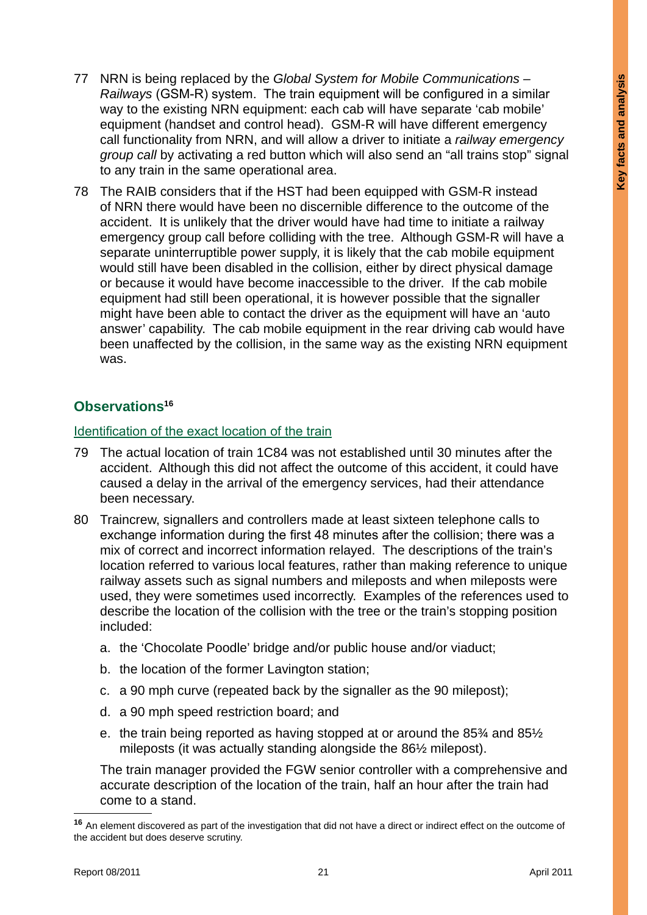77 NRN is being replaced by the *Global System for Mobile Communications – Railways* (GSM-R) system. The train equipment will be configured in a similar way to the existing NRN equipment: each cab will have separate 'cab mobile' equipment (handset and control head). GSM-R will have different emergency call functionality from NRN, and will allow a driver to initiate a *railway emergency group call* by activating a red button which will also send an "all trains stop" signal to any train in the same operational area.

78 The RAIB considers that if the HST had been equipped with GSM-R instead of NRN there would have been no discernible difference to the outcome of the accident. It is unlikely that the driver would have had time to initiate a railway emergency group call before colliding with the tree. Although GSM-R will have a separate uninterruptible power supply, it is likely that the cab mobile equipment would still have been disabled in the collision, either by direct physical damage or because it would have become inaccessible to the driver. If the cab mobile equipment had still been operational, it is however possible that the signaller might have been able to contact the driver as the equipment will have an 'auto answer' capability. The cab mobile equipment in the rear driving cab would have been unaffected by the collision, in the same way as the existing NRN equipment was.

## Observations[16]

### Identification of the exact location of the train

79 The actual location of train 1C84 was not established until 30 minutes after the accident. Although this did not affect the outcome of this accident, it could have caused a delay in the arrival of the emergency services, had their attendance been necessary.

80 Traincrew, signallers and controllers made at least sixteen telephone calls to exchange information during the first 48 minutes after the collision; there was a mix of correct and incorrect information relayed. The descriptions of the train's location referred to various local features, rather than making reference to unique railway assets such as signal numbers and mileposts and when mileposts were used, they were sometimes used incorrectly. Examples of the references used to describe the location of the collision with the tree or the train's stopping position included:

a. the 'Chocolate Poodle' bridge and/or public house and/or viaduct;

b. the location of the former Lavington station;

c. a 90 mph curve (repeated back by the signaller as the 90 milepost);

d. a 90 mph speed restriction board; and

e. the train being reported as having stopped at or around the 85¾ and 85½ mileposts (it was actually standing alongside the 86½ milepost).

The train manager provided the FGW senior controller with a comprehensive and accurate description of the location of the train, half an hour after the train had come to a stand.

[16] An element discovered as part of the investigation that did not have a direct or indirect effect on the outcome of the accident but does deserve scrutiny.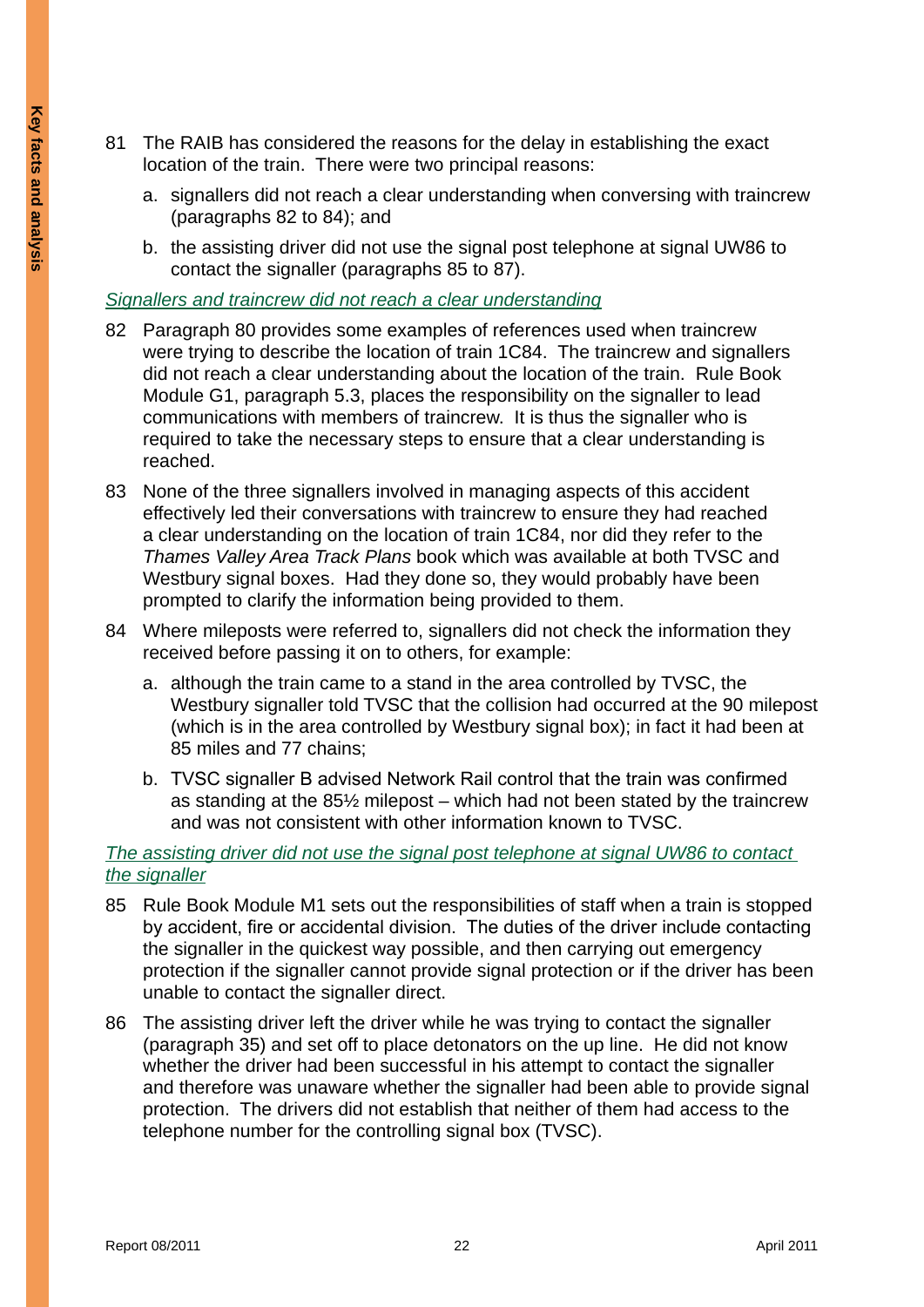81 The RAIB has considered the reasons for the delay in establishing the exact location of the train. There were two principal reasons:

a. signallers did not reach a clear understanding when conversing with traincrew (paragraphs 82 to 84); and

b. the assisting driver did not use the signal post telephone at signal UW86 to contact the signaller (paragraphs 85 to 87).

*Signallers and traincrew did not reach a clear understanding*

82 Paragraph 80 provides some examples of references used when traincrew were trying to describe the location of train 1C84. The traincrew and signallers did not reach a clear understanding about the location of the train. Rule Book Module G1, paragraph 5.3, places the responsibility on the signaller to lead communications with members of traincrew. It is thus the signaller who is required to take the necessary steps to ensure that a clear understanding is reached.

83 None of the three signallers involved in managing aspects of this accident effectively led their conversations with traincrew to ensure they had reached a clear understanding on the location of train 1C84, nor did they refer to the *Thames Valley Area Track Plans* book which was available at both TVSC and Westbury signal boxes. Had they done so, they would probably have been prompted to clarify the information being provided to them.

84 Where mileposts were referred to, signallers did not check the information they received before passing it on to others, for example:

a. although the train came to a stand in the area controlled by TVSC, the Westbury signaller told TVSC that the collision had occurred at the 90 milepost (which is in the area controlled by Westbury signal box); in fact it had been at 85 miles and 77 chains;

b. TVSC signaller B advised Network Rail control that the train was confirmed as standing at the 85½ milepost – which had not been stated by the traincrew and was not consistent with other information known to TVSC.

*The assisting driver did not use the signal post telephone at signal UW86 to contact the signaller*

85 Rule Book Module M1 sets out the responsibilities of staff when a train is stopped by accident, fire or accidental division. The duties of the driver include contacting the signaller in the quickest way possible, and then carrying out emergency protection if the signaller cannot provide signal protection or if the driver has been unable to contact the signaller direct.

86 The assisting driver left the driver while he was trying to contact the signaller (paragraph 35) and set off to place detonators on the up line. He did not know whether the driver had been successful in his attempt to contact the signaller and therefore was unaware whether the signaller had been able to provide signal protection. The drivers did not establish that neither of them had access to the telephone number for the controlling signal box (TVSC).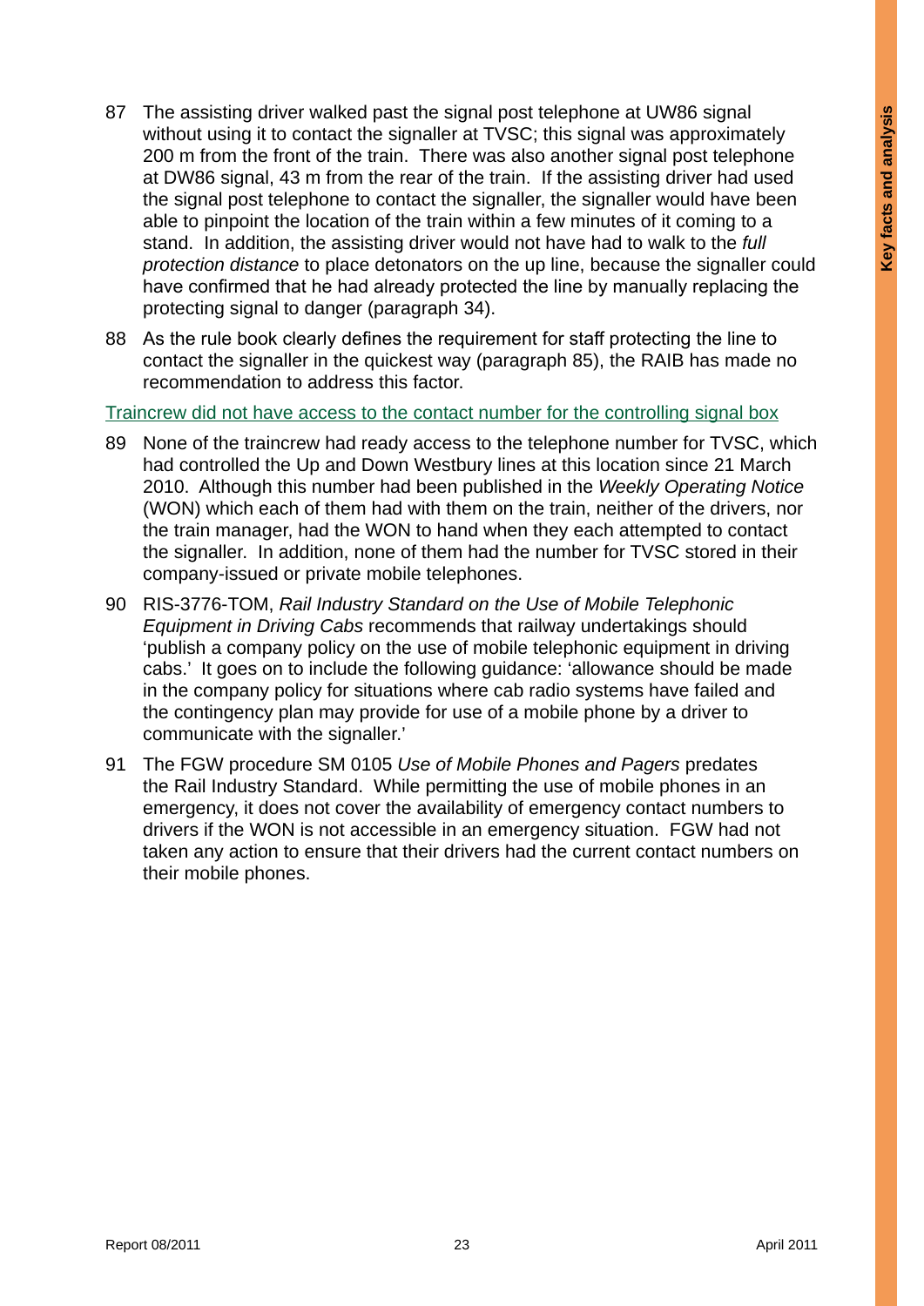87 The assisting driver walked past the signal post telephone at UW86 signal without using it to contact the signaller at TVSC; this signal was approximately 200 m from the front of the train. There was also another signal post telephone at DW86 signal, 43 m from the rear of the train. If the assisting driver had used the signal post telephone to contact the signaller, the signaller would have been able to pinpoint the location of the train within a few minutes of it coming to a stand. In addition, the assisting driver would not have had to walk to the *full protection distance* to place detonators on the up line, because the signaller could have confirmed that he had already protected the line by manually replacing the protecting signal to danger (paragraph 34).

88 As the rule book clearly defines the requirement for staff protecting the line to contact the signaller in the quickest way (paragraph 85), the RAIB has made no recommendation to address this factor.

### Traincrew did not have access to the contact number for the controlling signal box

89 None of the traincrew had ready access to the telephone number for TVSC, which had controlled the Up and Down Westbury lines at this location since 21 March 2010. Although this number had been published in the *Weekly Operating Notice* (WON) which each of them had with them on the train, neither of the drivers, nor the train manager, had the WON to hand when they each attempted to contact the signaller. In addition, none of them had the number for TVSC stored in their company-issued or private mobile telephones.

90 RIS-3776-TOM, *Rail Industry Standard on the Use of Mobile Telephonic Equipment in Driving Cabs* recommends that railway undertakings should 'publish a company policy on the use of mobile telephonic equipment in driving cabs.' It goes on to include the following guidance: 'allowance should be made in the company policy for situations where cab radio systems have failed and the contingency plan may provide for use of a mobile phone by a driver to communicate with the signaller.'

91 The FGW procedure SM 0105 *Use of Mobile Phones and Pagers* predates the Rail Industry Standard. While permitting the use of mobile phones in an emergency, it does not cover the availability of emergency contact numbers to drivers if the WON is not accessible in an emergency situation. FGW had not taken any action to ensure that their drivers had the current contact numbers on their mobile phones.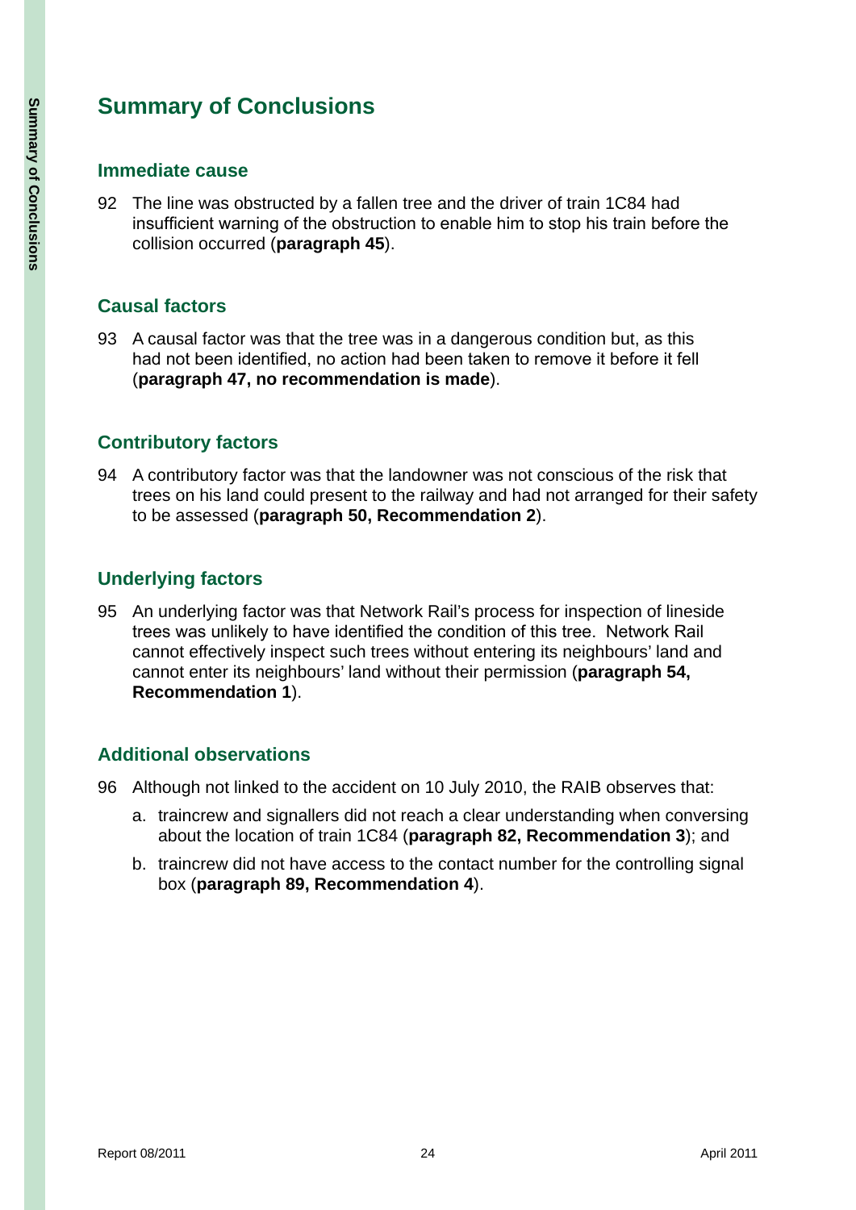# Summary of Conclusions

## Immediate cause

92 The line was obstructed by a fallen tree and the driver of train 1C84 had insufficient warning of the obstruction to enable him to stop his train before the collision occurred (**paragraph 45**).

## Causal factors

93 A causal factor was that the tree was in a dangerous condition but, as this had not been identified, no action had been taken to remove it before it fell (**paragraph 47, no recommendation is made**).

## Contributory factors

94 A contributory factor was that the landowner was not conscious of the risk that trees on his land could present to the railway and had not arranged for their safety to be assessed (**paragraph 50, Recommendation 2**).

## Underlying factors

95 An underlying factor was that Network Rail's process for inspection of lineside trees was unlikely to have identified the condition of this tree. Network Rail cannot effectively inspect such trees without entering its neighbours' land and cannot enter its neighbours' land without their permission (**paragraph 54, Recommendation 1**).

## Additional observations

96 Although not linked to the accident on 10 July 2010, the RAIB observes that:

a. traincrew and signallers did not reach a clear understanding when conversing about the location of train 1C84 (**paragraph 82, Recommendation 3**); and

b. traincrew did not have access to the contact number for the controlling signal box (**paragraph 89, Recommendation 4**).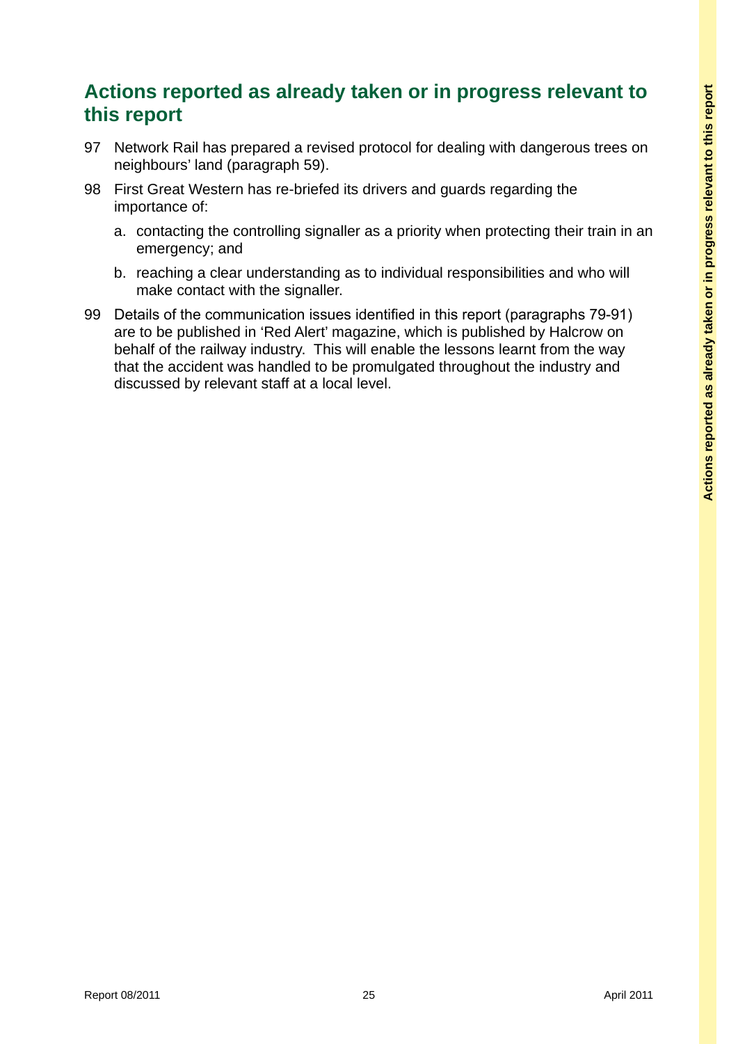## Actions reported as already taken or in progress relevant to this report

97 Network Rail has prepared a revised protocol for dealing with dangerous trees on neighbours' land (paragraph 59).

98 First Great Western has re-briefed its drivers and guards regarding the importance of:

a. contacting the controlling signaller as a priority when protecting their train in an emergency; and

b. reaching a clear understanding as to individual responsibilities and who will make contact with the signaller.

99 Details of the communication issues identified in this report (paragraphs 79-91) are to be published in 'Red Alert' magazine, which is published by Halcrow on behalf of the railway industry. This will enable the lessons learnt from the way that the accident was handled to be promulgated throughout the industry and discussed by relevant staff at a local level.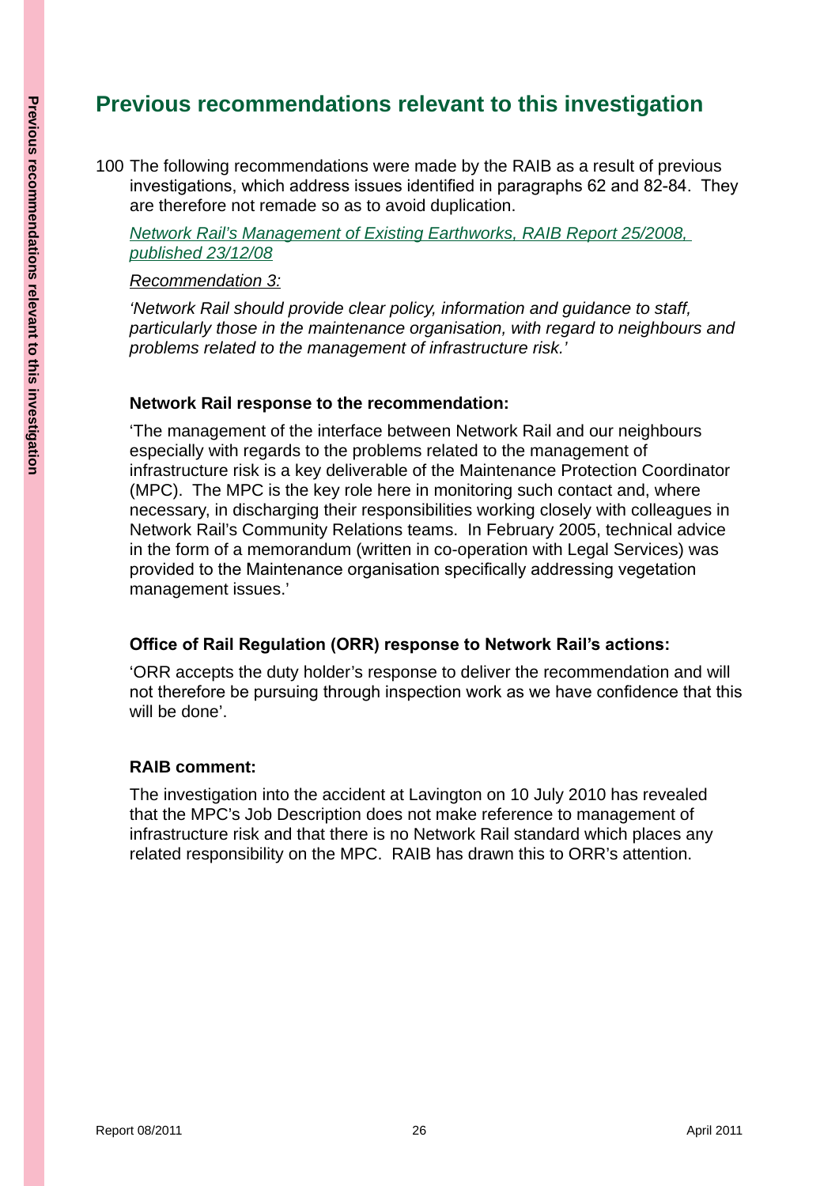# Previous recommendations relevant to this investigation

100 The following recommendations were made by the RAIB as a result of previous investigations, which address issues identified in paragraphs 62 and 82-84. They are therefore not remade so as to avoid duplication.

*Network Rail's Management of Existing Earthworks, RAIB Report 25/2008, published 23/12/08*

*Recommendation 3:*

*'Network Rail should provide clear policy, information and guidance to staff, particularly those in the maintenance organisation, with regard to neighbours and problems related to the management of infrastructure risk.'*

**Network Rail response to the recommendation:**

'The management of the interface between Network Rail and our neighbours especially with regards to the problems related to the management of infrastructure risk is a key deliverable of the Maintenance Protection Coordinator (MPC). The MPC is the key role here in monitoring such contact and, where necessary, in discharging their responsibilities working closely with colleagues in Network Rail's Community Relations teams. In February 2005, technical advice in the form of a memorandum (written in co-operation with Legal Services) was provided to the Maintenance organisation specifically addressing vegetation management issues.'

**Office of Rail Regulation (ORR) response to Network Rail's actions:**

'ORR accepts the duty holder's response to deliver the recommendation and will not therefore be pursuing through inspection work as we have confidence that this will be done'.

**RAIB comment:**

The investigation into the accident at Lavington on 10 July 2010 has revealed that the MPC's Job Description does not make reference to management of infrastructure risk and that there is no Network Rail standard which places any related responsibility on the MPC. RAIB has drawn this to ORR's attention.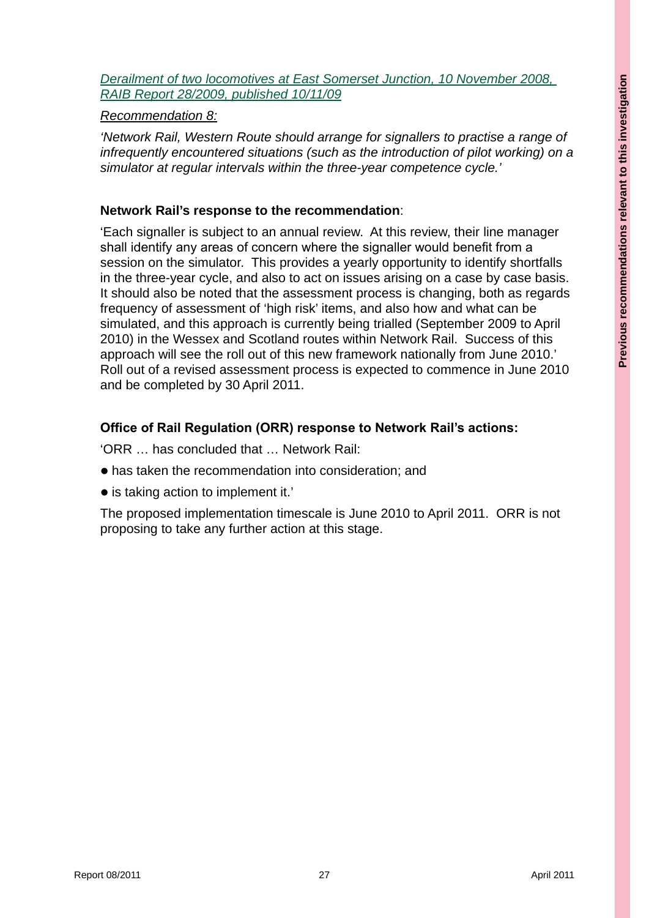*Derailment of two locomotives at East Somerset Junction, 10 November 2008, RAIB Report 28/2009, published 10/11/09*

*Recommendation 8:*

*'Network Rail, Western Route should arrange for signallers to practise a range of infrequently encountered situations (such as the introduction of pilot working) on a simulator at regular intervals within the three-year competence cycle.'*

**Network Rail's response to the recommendation**:

'Each signaller is subject to an annual review. At this review, their line manager shall identify any areas of concern where the signaller would benefit from a session on the simulator. This provides a yearly opportunity to identify shortfalls in the three-year cycle, and also to act on issues arising on a case by case basis. It should also be noted that the assessment process is changing, both as regards frequency of assessment of 'high risk' items, and also how and what can be simulated, and this approach is currently being trialled (September 2009 to April 2010) in the Wessex and Scotland routes within Network Rail. Success of this approach will see the roll out of this new framework nationally from June 2010.' Roll out of a revised assessment process is expected to commence in June 2010 and be completed by 30 April 2011.

**Office of Rail Regulation (ORR) response to Network Rail's actions:**

'ORR … has concluded that … Network Rail:

- has taken the recommendation into consideration; and
- is taking action to implement it.'

The proposed implementation timescale is June 2010 to April 2011. ORR is not proposing to take any further action at this stage.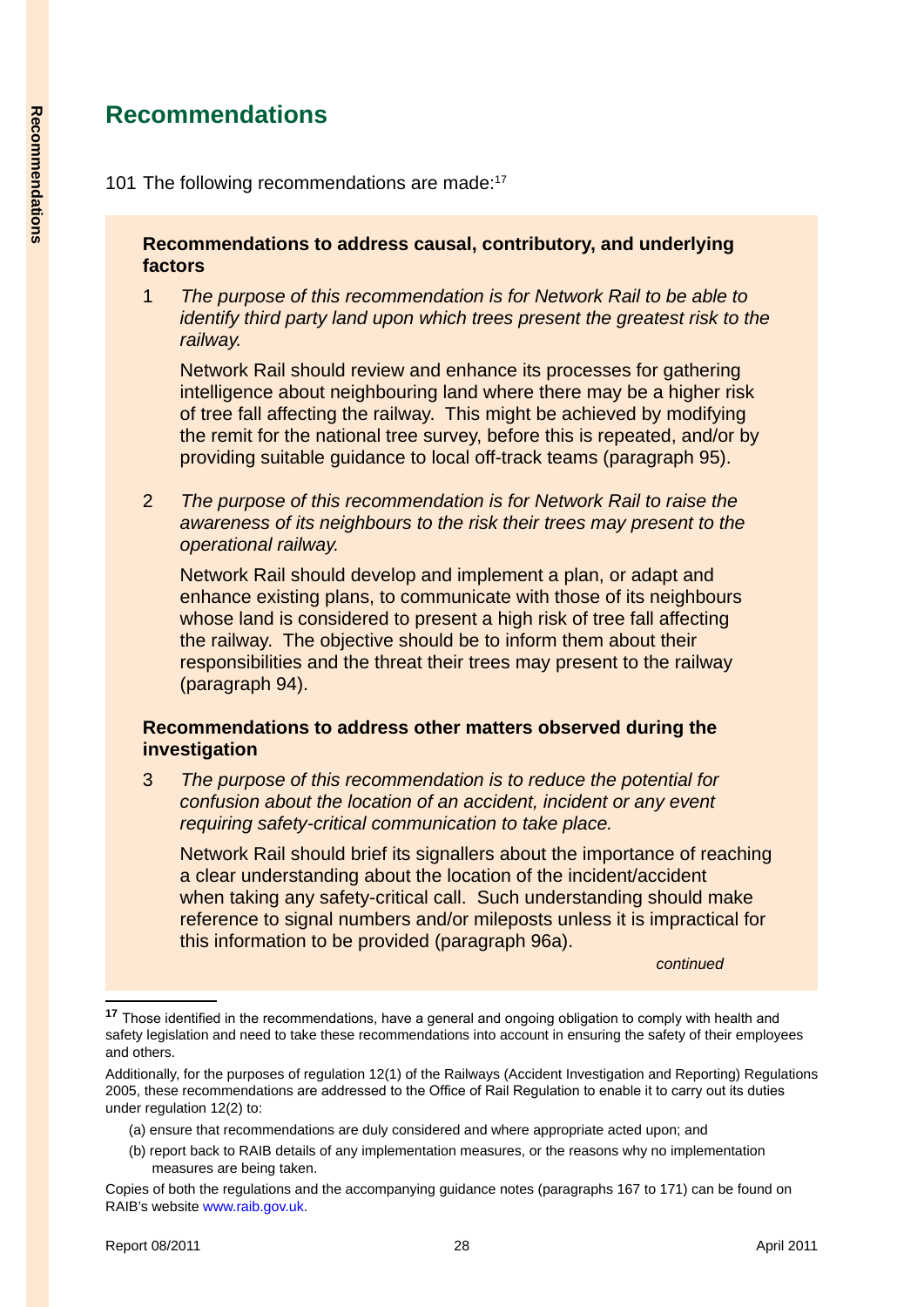# Recommendations

101 The following recommendations are made:[17]

**Recommendations to address causal, contributory, and underlying factors**

1 *The purpose of this recommendation is for Network Rail to be able to identify third party land upon which trees present the greatest risk to the railway.*

Network Rail should review and enhance its processes for gathering intelligence about neighbouring land where there may be a higher risk of tree fall affecting the railway. This might be achieved by modifying the remit for the national tree survey, before this is repeated, and/or by providing suitable guidance to local off-track teams (paragraph 95).

2 *The purpose of this recommendation is for Network Rail to raise the awareness of its neighbours to the risk their trees may present to the operational railway.*

Network Rail should develop and implement a plan, or adapt and enhance existing plans, to communicate with those of its neighbours whose land is considered to present a high risk of tree fall affecting the railway. The objective should be to inform them about their responsibilities and the threat their trees may present to the railway (paragraph 94).

**Recommendations to address other matters observed during the investigation**

3 *The purpose of this recommendation is to reduce the potential for confusion about the location of an accident, incident or any event requiring safety-critical communication to take place.*

Network Rail should brief its signallers about the importance of reaching a clear understanding about the location of the incident/accident when taking any safety-critical call. Such understanding should make reference to signal numbers and/or mileposts unless it is impractical for this information to be provided (paragraph 96a).

*continued*

---

[17] Those identified in the recommendations, have a general and ongoing obligation to comply with health and safety legislation and need to take these recommendations into account in ensuring the safety of their employees and others.

Additionally, for the purposes of regulation 12(1) of the Railways (Accident Investigation and Reporting) Regulations 2005, these recommendations are addressed to the Office of Rail Regulation to enable it to carry out its duties under regulation 12(2) to:

(a) ensure that recommendations are duly considered and where appropriate acted upon; and

(b) report back to RAIB details of any implementation measures, or the reasons why no implementation measures are being taken.

Copies of both the regulations and the accompanying guidance notes (paragraphs 167 to 171) can be found on RAIB's website www.raib.gov.uk.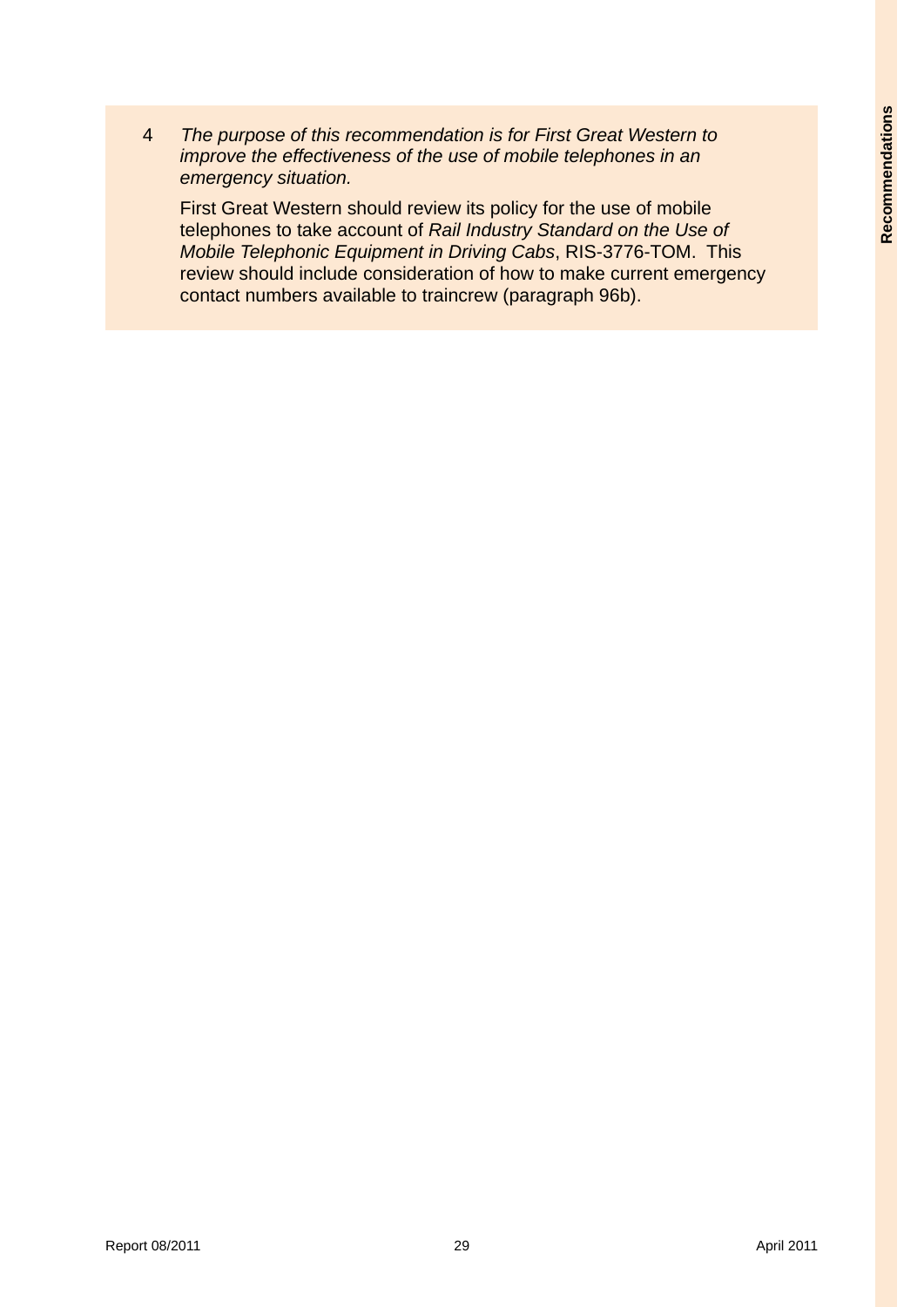4 *The purpose of this recommendation is for First Great Western to improve the effectiveness of the use of mobile telephones in an emergency situation.*

First Great Western should review its policy for the use of mobile telephones to take account of *Rail Industry Standard on the Use of Mobile Telephonic Equipment in Driving Cabs*, RIS-3776-TOM. This review should include consideration of how to make current emergency contact numbers available to traincrew (paragraph 96b).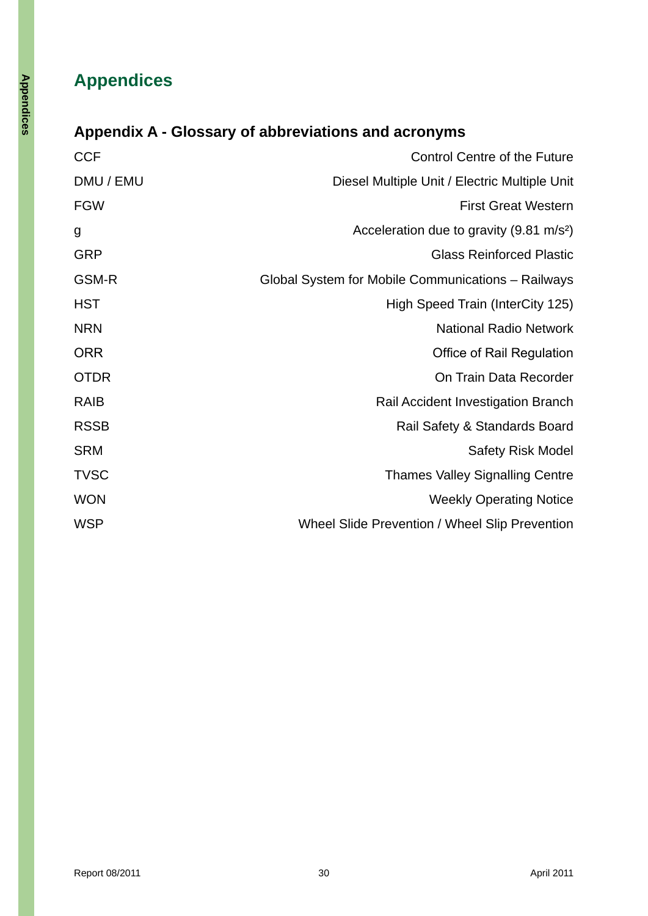# Appendices

## Appendix A - Glossary of abbreviations and acronyms

| | |
|---|---|
| CCF | Control Centre of the Future |
| DMU / EMU | Diesel Multiple Unit / Electric Multiple Unit |
| FGW | First Great Western |
| g | Acceleration due to gravity (9.81 $m/s^2$) |
| GRP | Glass Reinforced Plastic |
| GSM-R | Global System for Mobile Communications – Railways |
| HST | High Speed Train (InterCity 125) |
| NRN | National Radio Network |
| ORR | Office of Rail Regulation |
| OTDR | On Train Data Recorder |
| RAIB | Rail Accident Investigation Branch |
| RSSB | Rail Safety & Standards Board |
| SRM | Safety Risk Model |
| TVSC | Thames Valley Signalling Centre |
| WON | Weekly Operating Notice |
| WSP | Wheel Slide Prevention / Wheel Slip Prevention |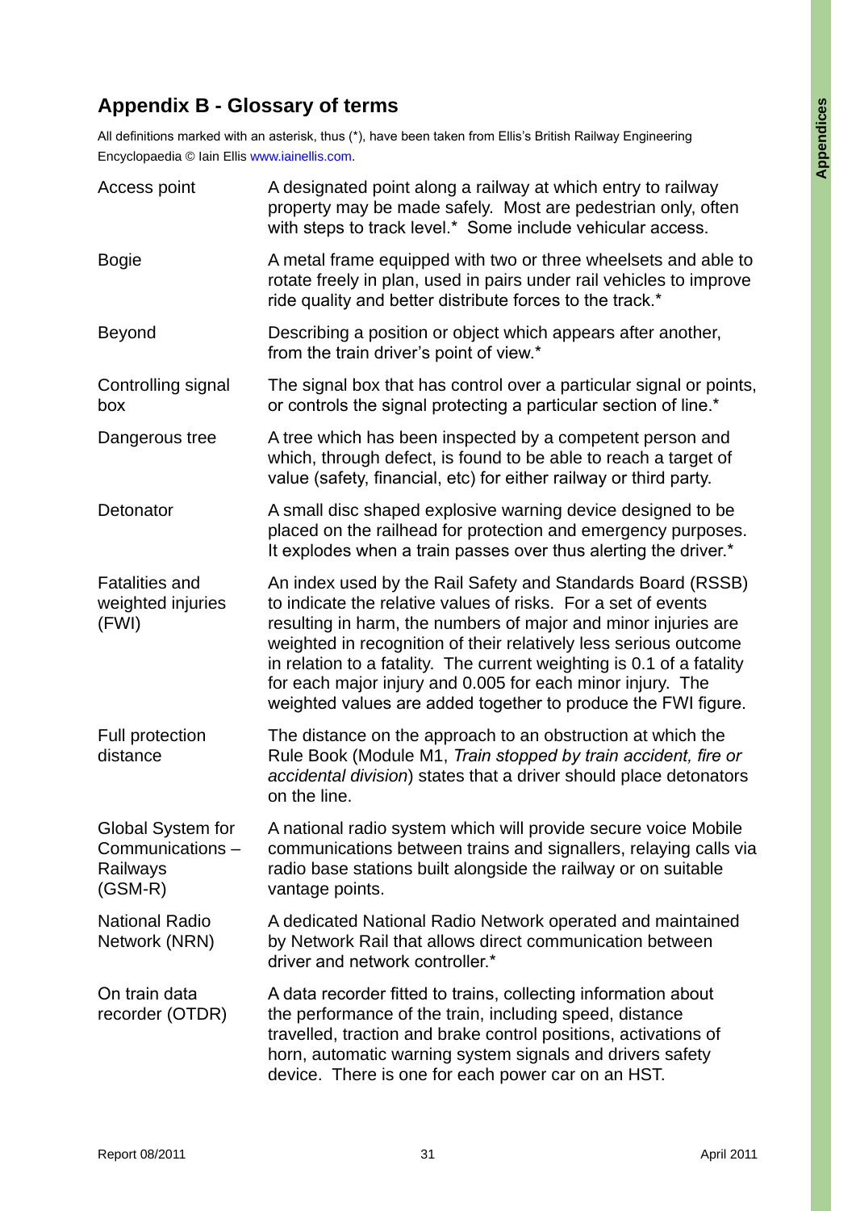## Appendix B - Glossary of terms

All definitions marked with an asterisk, thus (*), have been taken from Ellis's British Railway Engineering Encyclopaedia © Iain Ellis www.iainellis.com.

| | |
|---|---|
| Access point | A designated point along a railway at which entry to railway property may be made safely. Most are pedestrian only, often with steps to track level.* Some include vehicular access. |
| Bogie | A metal frame equipped with two or three wheelsets and able to rotate freely in plan, used in pairs under rail vehicles to improve ride quality and better distribute forces to the track.* |
| Beyond | Describing a position or object which appears after another, from the train driver's point of view.* |
| Controlling signal box | The signal box that has control over a particular signal or points, or controls the signal protecting a particular section of line.* |
| Dangerous tree | A tree which has been inspected by a competent person and which, through defect, is found to be able to reach a target of value (safety, financial, etc) for either railway or third party. |
| Detonator | A small disc shaped explosive warning device designed to be placed on the railhead for protection and emergency purposes. It explodes when a train passes over thus alerting the driver.* |
| Fatalities and weighted injuries (FWI) | An index used by the Rail Safety and Standards Board (RSSB) to indicate the relative values of risks. For a set of events resulting in harm, the numbers of major and minor injuries are weighted in recognition of their relatively less serious outcome in relation to a fatality. The current weighting is 0.1 of a fatality for each major injury and 0.005 for each minor injury. The weighted values are added together to produce the FWI figure. |
| Full protection distance | The distance on the approach to an obstruction at which the Rule Book (Module M1, *Train stopped by train accident, fire or accidental division*) states that a driver should place detonators on the line. |
| Global System for Communications – Railways (GSM-R) | A national radio system which will provide secure voice Mobile communications between trains and signallers, relaying calls via radio base stations built alongside the railway or on suitable vantage points. |
| National Radio Network (NRN) | A dedicated National Radio Network operated and maintained by Network Rail that allows direct communication between driver and network controller.* |
| On train data recorder (OTDR) | A data recorder fitted to trains, collecting information about the performance of the train, including speed, distance travelled, traction and brake control positions, activations of horn, automatic warning system signals and drivers safety device. There is one for each power car on an HST. |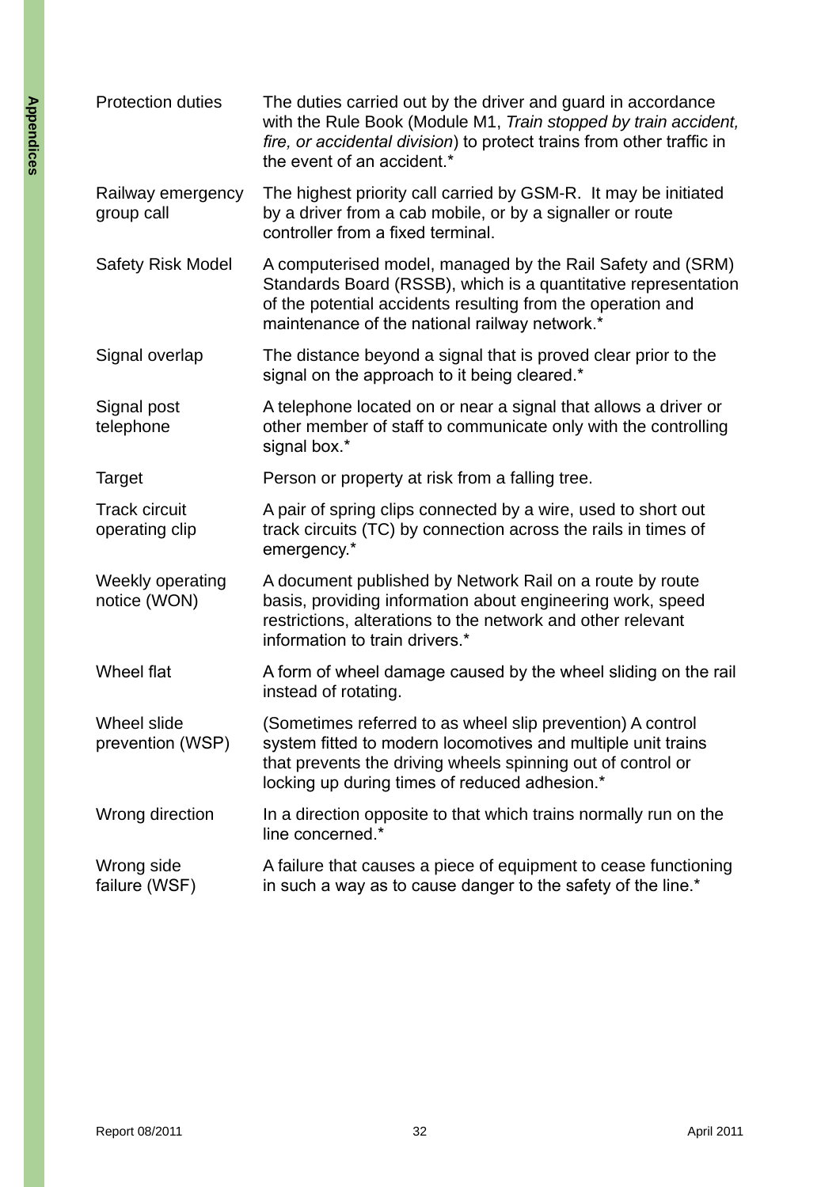| | |
|---|---|
| Protection duties | The duties carried out by the driver and guard in accordance with the Rule Book (Module M1, *Train stopped by train accident, fire, or accidental division*) to protect trains from other traffic in the event of an accident.* |
| Railway emergency group call | The highest priority call carried by GSM-R. It may be initiated by a driver from a cab mobile, or by a signaller or route controller from a fixed terminal. |
| Safety Risk Model | A computerised model, managed by the Rail Safety and (SRM) Standards Board (RSSB), which is a quantitative representation of the potential accidents resulting from the operation and maintenance of the national railway network.* |
| Signal overlap | The distance beyond a signal that is proved clear prior to the signal on the approach to it being cleared.* |
| Signal post telephone | A telephone located on or near a signal that allows a driver or other member of staff to communicate only with the controlling signal box.* |
| Target | Person or property at risk from a falling tree. |
| Track circuit operating clip | A pair of spring clips connected by a wire, used to short out track circuits (TC) by connection across the rails in times of emergency.* |
| Weekly operating notice (WON) | A document published by Network Rail on a route by route basis, providing information about engineering work, speed restrictions, alterations to the network and other relevant information to train drivers.* |
| Wheel flat | A form of wheel damage caused by the wheel sliding on the rail instead of rotating. |
| Wheel slide prevention (WSP) | (Sometimes referred to as wheel slip prevention) A control system fitted to modern locomotives and multiple unit trains that prevents the driving wheels spinning out of control or locking up during times of reduced adhesion.* |
| Wrong direction | In a direction opposite to that which trains normally run on the line concerned.* |
| Wrong side failure (WSF) | A failure that causes a piece of equipment to cease functioning in such a way as to cause danger to the safety of the line.* |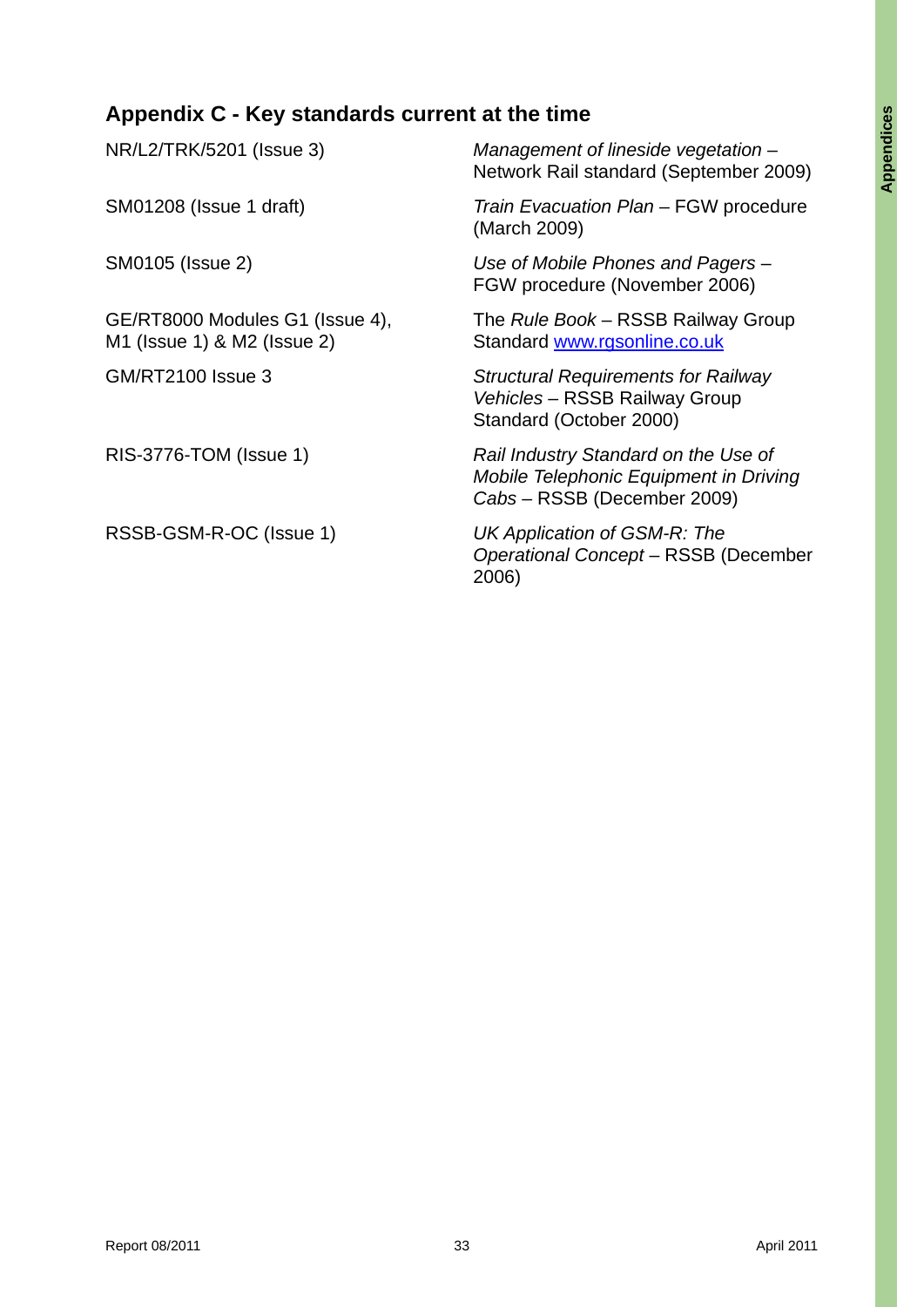## Appendix C - Key standards current at the time

| | |
|---|---|
| NR/L2/TRK/5201 (Issue 3) | *Management of lineside vegetation* – Network Rail standard (September 2009) |
| SM01208 (Issue 1 draft) | *Train Evacuation Plan* – FGW procedure (March 2009) |
| SM0105 (Issue 2) | *Use of Mobile Phones and Pagers* – FGW procedure (November 2006) |
| GE/RT8000 Modules G1 (Issue 4), M1 (Issue 1) & M2 (Issue 2) | The *Rule Book* – RSSB Railway Group Standard www.rgsonline.co.uk |
| GM/RT2100 Issue 3 | *Structural Requirements for Railway Vehicles* – RSSB Railway Group Standard (October 2000) |
| RIS-3776-TOM (Issue 1) | *Rail Industry Standard on the Use of Mobile Telephonic Equipment in Driving Cabs* – RSSB (December 2009) |
| RSSB-GSM-R-OC (Issue 1) | *UK Application of GSM-R: The Operational Concept* – RSSB (December 2006) |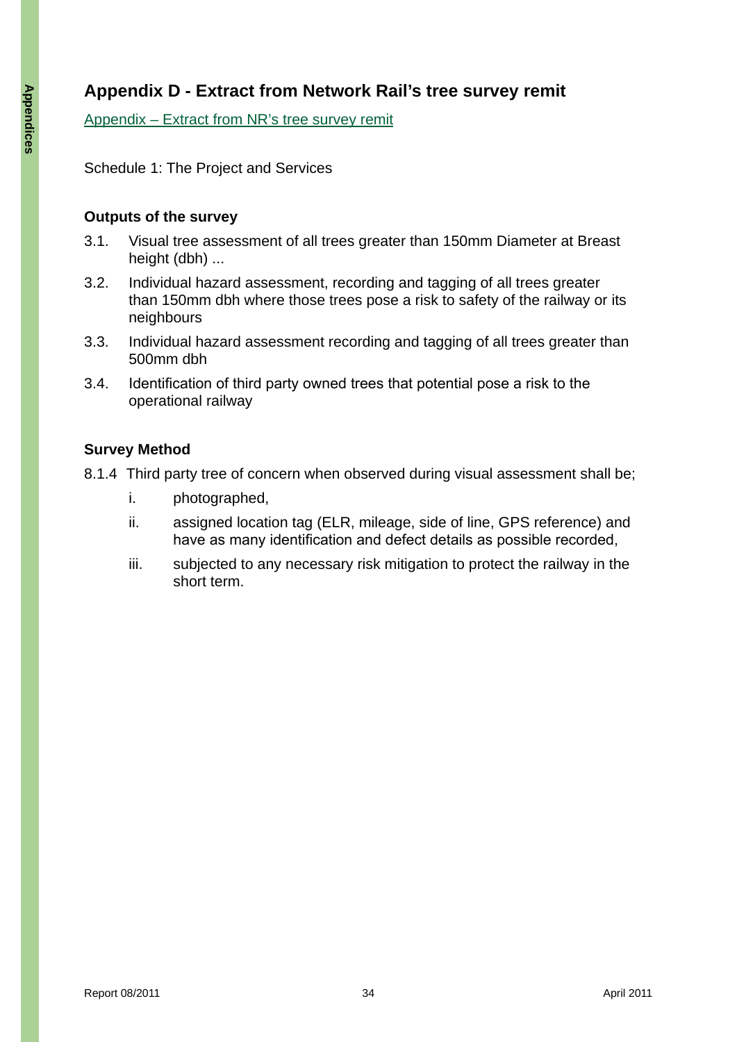# Appendix D - Extract from Network Rail's tree survey remit

Appendix – Extract from NR's tree survey remit

Schedule 1: The Project and Services

**Outputs of the survey**

3.1. Visual tree assessment of all trees greater than 150mm Diameter at Breast height (dbh) ...

3.2. Individual hazard assessment, recording and tagging of all trees greater than 150mm dbh where those trees pose a risk to safety of the railway or its neighbours

3.3. Individual hazard assessment recording and tagging of all trees greater than 500mm dbh

3.4. Identification of third party owned trees that potential pose a risk to the operational railway

**Survey Method**

8.1.4 Third party tree of concern when observed during visual assessment shall be;

i. photographed,

ii. assigned location tag (ELR, mileage, side of line, GPS reference) and have as many identification and defect details as possible recorded,

iii. subjected to any necessary risk mitigation to protect the railway in the short term.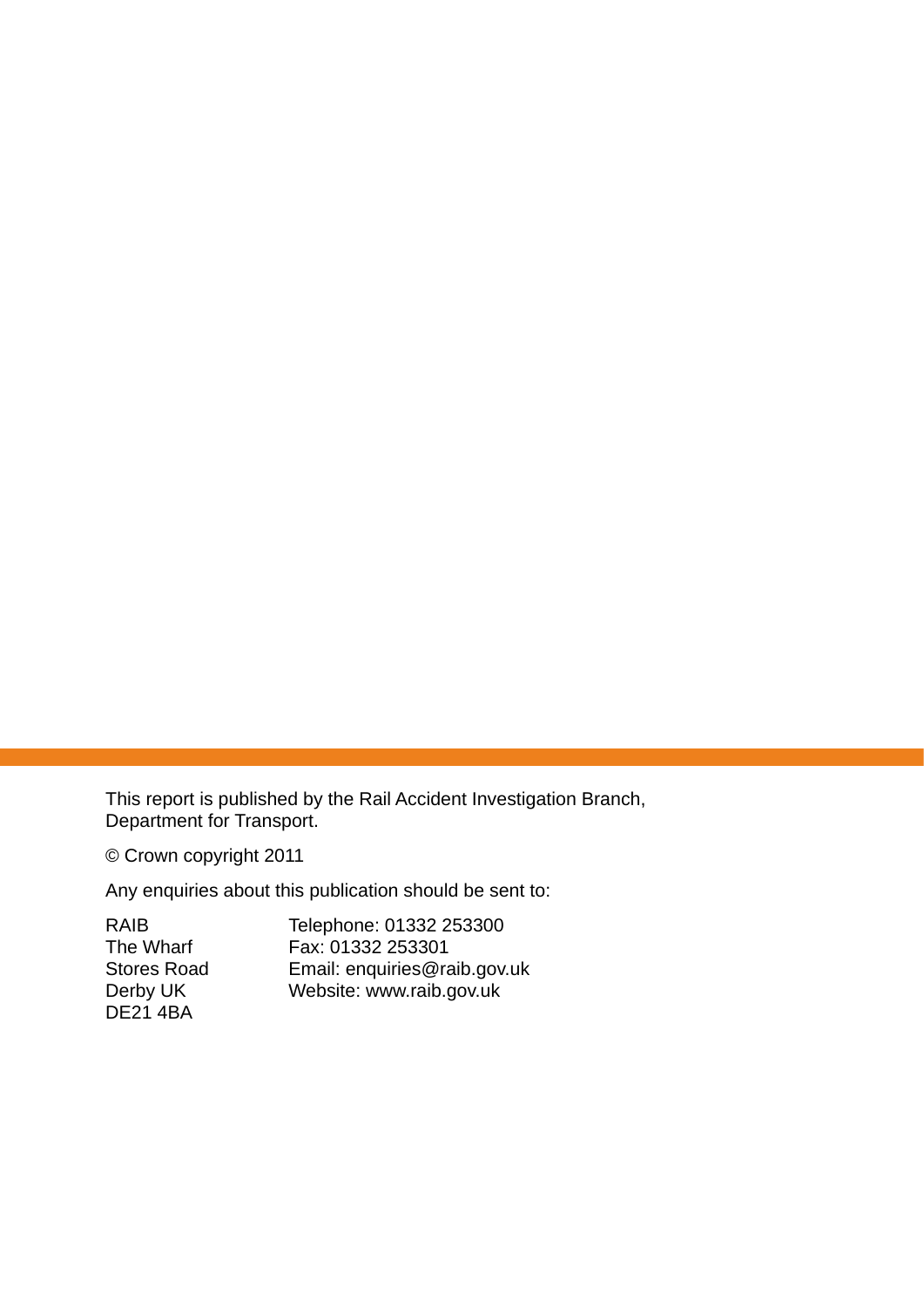This report is published by the Rail Accident Investigation Branch, Department for Transport.

© Crown copyright 2011

Any enquiries about this publication should be sent to:

| | |
|---|---|
| RAIB | Telephone: 01332 253300 |
| The Wharf | Fax: 01332 253301 |
| Stores Road | Email: enquiries@raib.gov.uk |
| Derby UK | Website: www.raib.gov.uk |
| DE21 4BA | |